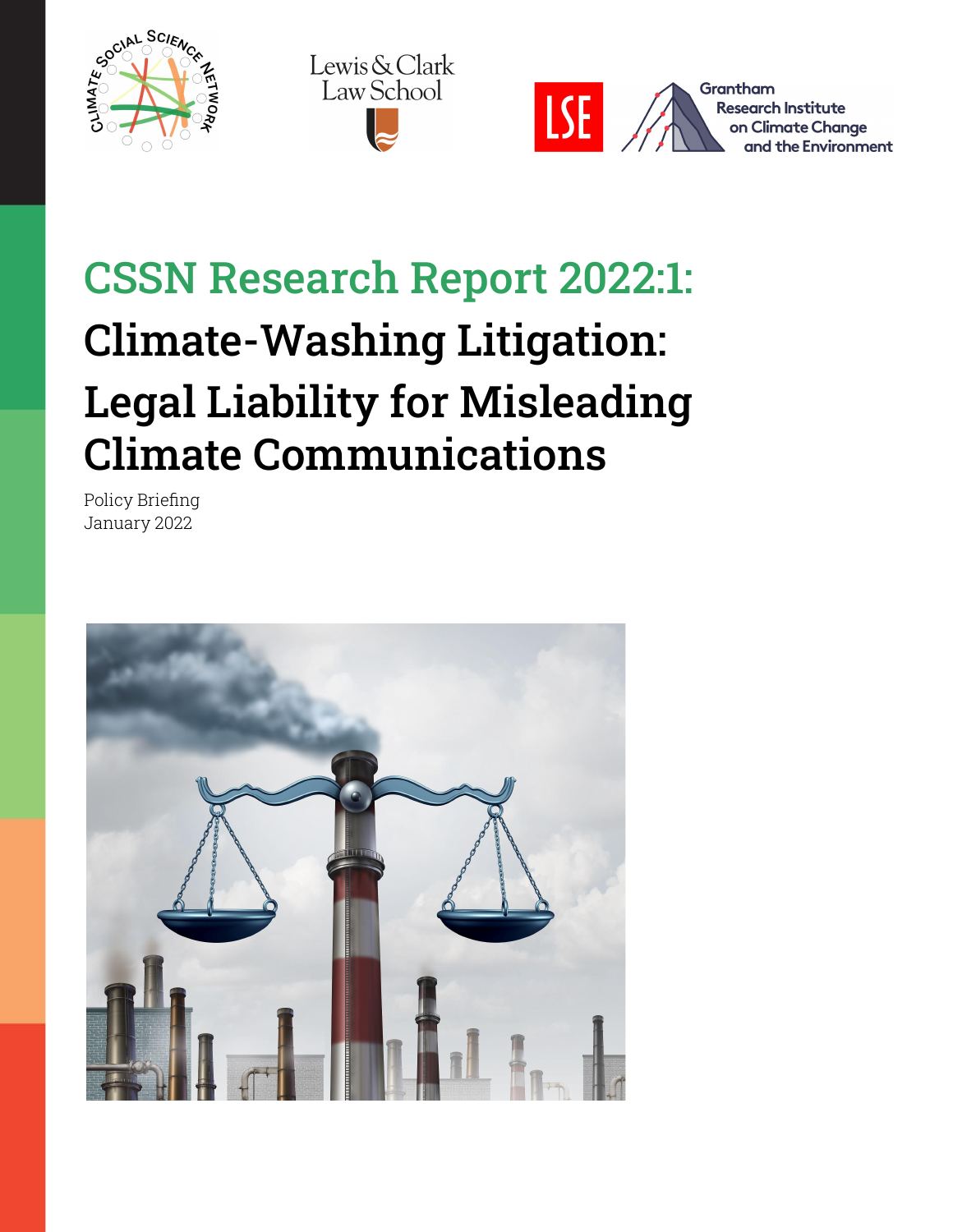# CSSN Research Report 2022:1:

# Climate-Washing Litigation: Legal Liability for Misleading Climate Communications

Policy Briefing
January 2022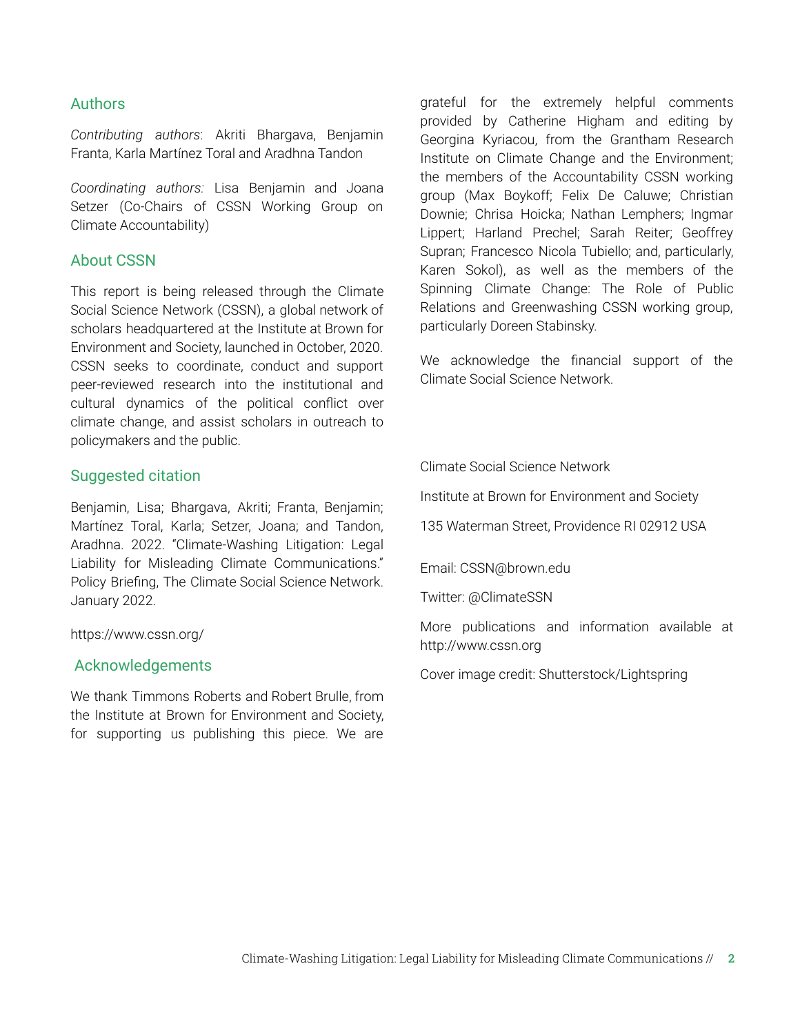## Authors

*Contributing authors*: Akriti Bhargava, Benjamin Franta, Karla Martínez Toral and Aradhna Tandon

*Coordinating authors:* Lisa Benjamin and Joana Setzer (Co-Chairs of CSSN Working Group on Climate Accountability)

## About CSSN

This report is being released through the Climate Social Science Network (CSSN), a global network of scholars headquartered at the Institute at Brown for Environment and Society, launched in October, 2020. CSSN seeks to coordinate, conduct and support peer-reviewed research into the institutional and cultural dynamics of the political conflict over climate change, and assist scholars in outreach to policymakers and the public.

## Suggested citation

Benjamin, Lisa; Bhargava, Akriti; Franta, Benjamin; Martínez Toral, Karla; Setzer, Joana; and Tandon, Aradhna. 2022. "Climate-Washing Litigation: Legal Liability for Misleading Climate Communications." Policy Briefing, The Climate Social Science Network. January 2022.

https://www.cssn.org/

## Acknowledgements

We thank Timmons Roberts and Robert Brulle, from the Institute at Brown for Environment and Society, for supporting us publishing this piece. We are grateful for the extremely helpful comments provided by Catherine Higham and editing by Georgina Kyriacou, from the Grantham Research Institute on Climate Change and the Environment; the members of the Accountability CSSN working group (Max Boykoff; Felix De Caluwe; Christian Downie; Chrisa Hoicka; Nathan Lemphers; Ingmar Lippert; Harland Prechel; Sarah Reiter; Geoffrey Supran; Francesco Nicola Tubiello; and, particularly, Karen Sokol), as well as the members of the Spinning Climate Change: The Role of Public Relations and Greenwashing CSSN working group, particularly Doreen Stabinsky.

We acknowledge the financial support of the Climate Social Science Network.

Climate Social Science Network

Institute at Brown for Environment and Society

135 Waterman Street, Providence RI 02912 USA

Email: CSSN@brown.edu

Twitter: @ClimateSSN

More publications and information available at http://www.cssn.org

Cover image credit: Shutterstock/Lightspring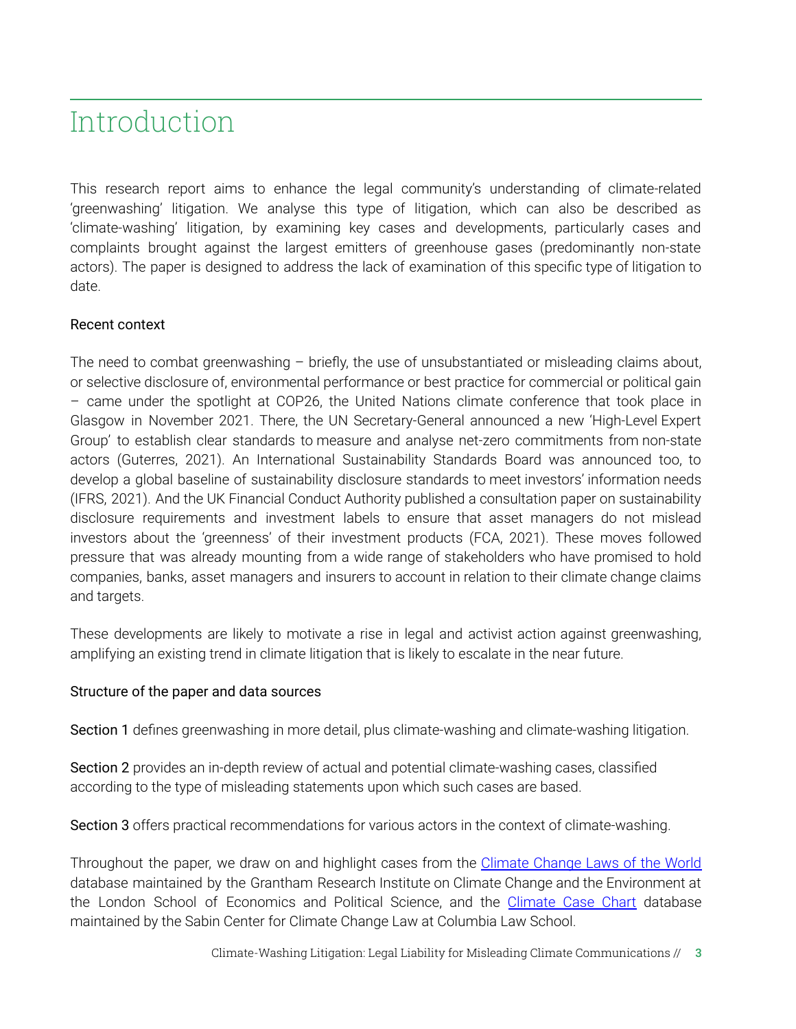# Introduction

This research report aims to enhance the legal community's understanding of climate-related 'greenwashing' litigation. We analyse this type of litigation, which can also be described as 'climate-washing' litigation, by examining key cases and developments, particularly cases and complaints brought against the largest emitters of greenhouse gases (predominantly non-state actors). The paper is designed to address the lack of examination of this specific type of litigation to date.

## Recent context

The need to combat greenwashing – briefly, the use of unsubstantiated or misleading claims about, or selective disclosure of, environmental performance or best practice for commercial or political gain – came under the spotlight at COP26, the United Nations climate conference that took place in Glasgow in November 2021. There, the UN Secretary-General announced a new 'High-Level Expert Group' to establish clear standards to measure and analyse net-zero commitments from non-state actors (Guterres, 2021). An International Sustainability Standards Board was announced too, to develop a global baseline of sustainability disclosure standards to meet investors' information needs (IFRS, 2021). And the UK Financial Conduct Authority published a consultation paper on sustainability disclosure requirements and investment labels to ensure that asset managers do not mislead investors about the 'greenness' of their investment products (FCA, 2021). These moves followed pressure that was already mounting from a wide range of stakeholders who have promised to hold companies, banks, asset managers and insurers to account in relation to their climate change claims and targets.

These developments are likely to motivate a rise in legal and activist action against greenwashing, amplifying an existing trend in climate litigation that is likely to escalate in the near future.

## Structure of the paper and data sources

Section 1 defines greenwashing in more detail, plus climate-washing and climate-washing litigation.

Section 2 provides an in-depth review of actual and potential climate-washing cases, classified according to the type of misleading statements upon which such cases are based.

Section 3 offers practical recommendations for various actors in the context of climate-washing.

Throughout the paper, we draw on and highlight cases from the [Climate Change Laws of the World] database maintained by the Grantham Research Institute on Climate Change and the Environment at the London School of Economics and Political Science, and the [Climate Case Chart] database maintained by the Sabin Center for Climate Change Law at Columbia Law School.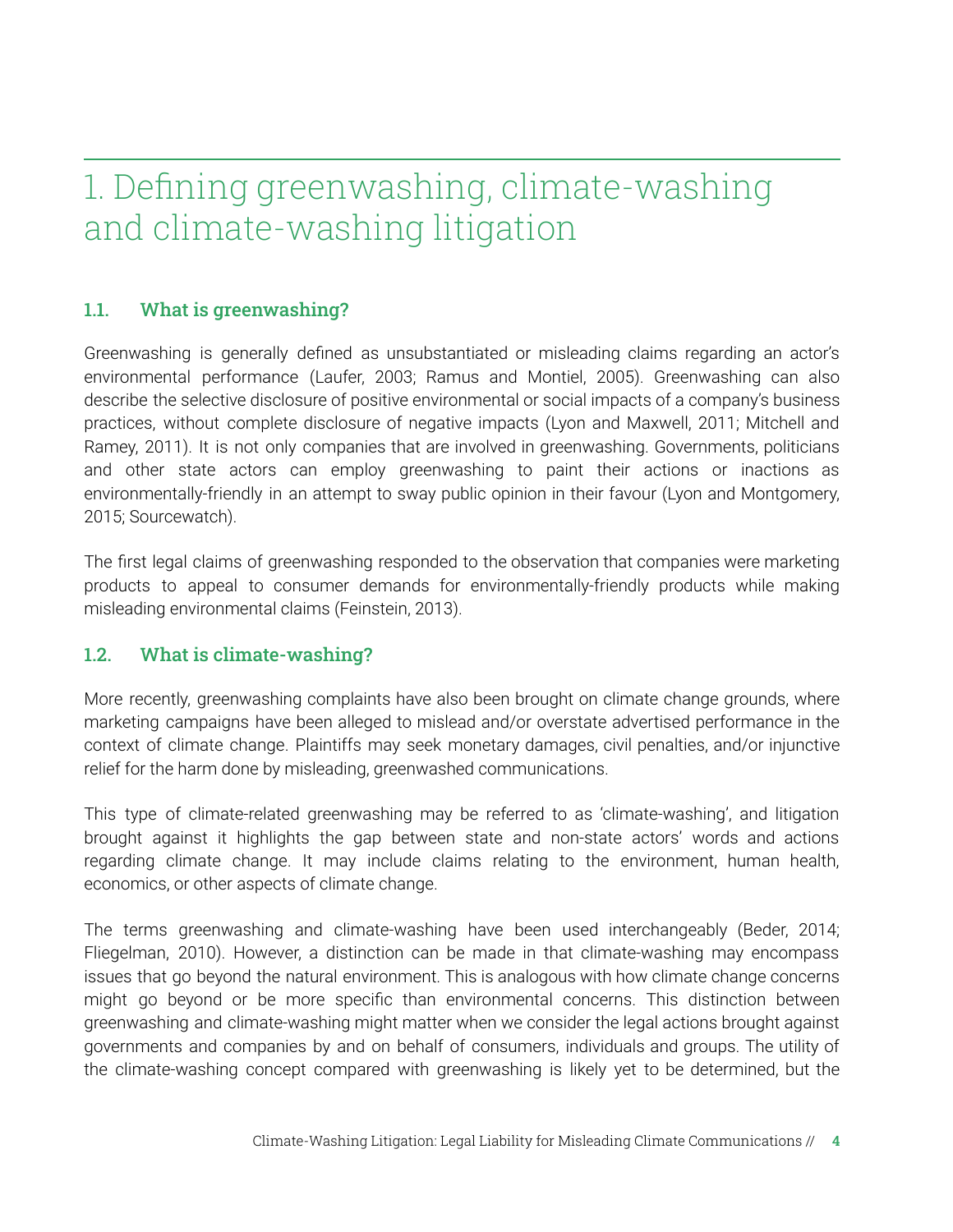# 1. Defining greenwashing, climate-washing and climate-washing litigation

## 1.1. What is greenwashing?

Greenwashing is generally defined as unsubstantiated or misleading claims regarding an actor's environmental performance (Laufer, 2003; Ramus and Montiel, 2005). Greenwashing can also describe the selective disclosure of positive environmental or social impacts of a company's business practices, without complete disclosure of negative impacts (Lyon and Maxwell, 2011; Mitchell and Ramey, 2011). It is not only companies that are involved in greenwashing. Governments, politicians and other state actors can employ greenwashing to paint their actions or inactions as environmentally-friendly in an attempt to sway public opinion in their favour (Lyon and Montgomery, 2015; Sourcewatch).

The first legal claims of greenwashing responded to the observation that companies were marketing products to appeal to consumer demands for environmentally-friendly products while making misleading environmental claims (Feinstein, 2013).

## 1.2. What is climate-washing?

More recently, greenwashing complaints have also been brought on climate change grounds, where marketing campaigns have been alleged to mislead and/or overstate advertised performance in the context of climate change. Plaintiffs may seek monetary damages, civil penalties, and/or injunctive relief for the harm done by misleading, greenwashed communications.

This type of climate-related greenwashing may be referred to as 'climate-washing', and litigation brought against it highlights the gap between state and non-state actors' words and actions regarding climate change. It may include claims relating to the environment, human health, economics, or other aspects of climate change.

The terms greenwashing and climate-washing have been used interchangeably (Beder, 2014; Fliegelman, 2010). However, a distinction can be made in that climate-washing may encompass issues that go beyond the natural environment. This is analogous with how climate change concerns might go beyond or be more specific than environmental concerns. This distinction between greenwashing and climate-washing might matter when we consider the legal actions brought against governments and companies by and on behalf of consumers, individuals and groups. The utility of the climate-washing concept compared with greenwashing is likely yet to be determined, but the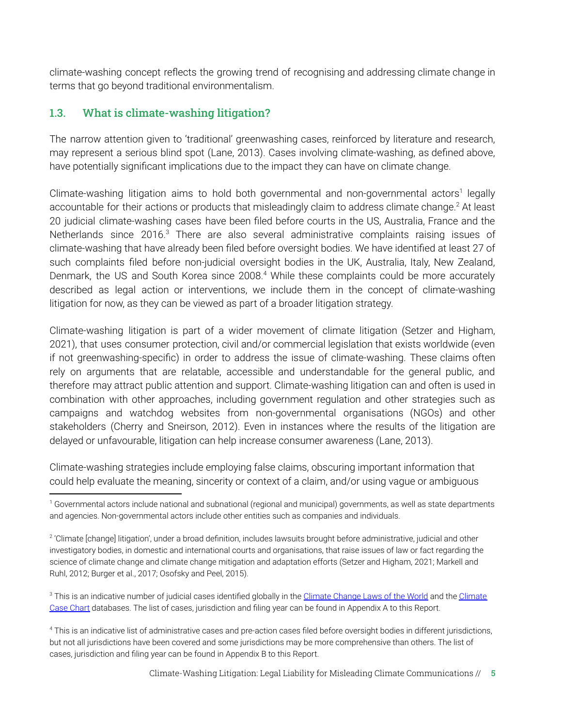climate-washing concept reflects the growing trend of recognising and addressing climate change in terms that go beyond traditional environmentalism.

### 1.3. What is climate-washing litigation?

The narrow attention given to 'traditional' greenwashing cases, reinforced by literature and research, may represent a serious blind spot (Lane, 2013). Cases involving climate-washing, as defined above, have potentially significant implications due to the impact they can have on climate change.

Climate-washing litigation aims to hold both governmental and non-governmental actors[1] legally accountable for their actions or products that misleadingly claim to address climate change.[2] At least 20 judicial climate-washing cases have been filed before courts in the US, Australia, France and the Netherlands since 2016.[3] There are also several administrative complaints raising issues of climate-washing that have already been filed before oversight bodies. We have identified at least 27 of such complaints filed before non-judicial oversight bodies in the UK, Australia, Italy, New Zealand, Denmark, the US and South Korea since 2008.[4] While these complaints could be more accurately described as legal action or interventions, we include them in the concept of climate-washing litigation for now, as they can be viewed as part of a broader litigation strategy.

Climate-washing litigation is part of a wider movement of climate litigation (Setzer and Higham, 2021), that uses consumer protection, civil and/or commercial legislation that exists worldwide (even if not greenwashing-specific) in order to address the issue of climate-washing. These claims often rely on arguments that are relatable, accessible and understandable for the general public, and therefore may attract public attention and support. Climate-washing litigation can and often is used in combination with other approaches, including government regulation and other strategies such as campaigns and watchdog websites from non-governmental organisations (NGOs) and other stakeholders (Cherry and Sneirson, 2012). Even in instances where the results of the litigation are delayed or unfavourable, litigation can help increase consumer awareness (Lane, 2013).

Climate-washing strategies include employing false claims, obscuring important information that could help evaluate the meaning, sincerity or context of a claim, and/or using vague or ambiguous

---

[1] Governmental actors include national and subnational (regional and municipal) governments, as well as state departments and agencies. Non-governmental actors include other entities such as companies and individuals.

[2] 'Climate [change] litigation', under a broad definition, includes lawsuits brought before administrative, judicial and other investigatory bodies, in domestic and international courts and organisations, that raise issues of law or fact regarding the science of climate change and climate change mitigation and adaptation efforts (Setzer and Higham, 2021; Markell and Ruhl, 2012; Burger et al., 2017; Osofsky and Peel, 2015).

[3] This is an indicative number of judicial cases identified globally in the Climate Change Laws of the World and the Climate Case Chart databases. The list of cases, jurisdiction and filing year can be found in Appendix A to this Report.

[4] This is an indicative list of administrative cases and pre-action cases filed before oversight bodies in different jurisdictions, but not all jurisdictions have been covered and some jurisdictions may be more comprehensive than others. The list of cases, jurisdiction and filing year can be found in Appendix B to this Report.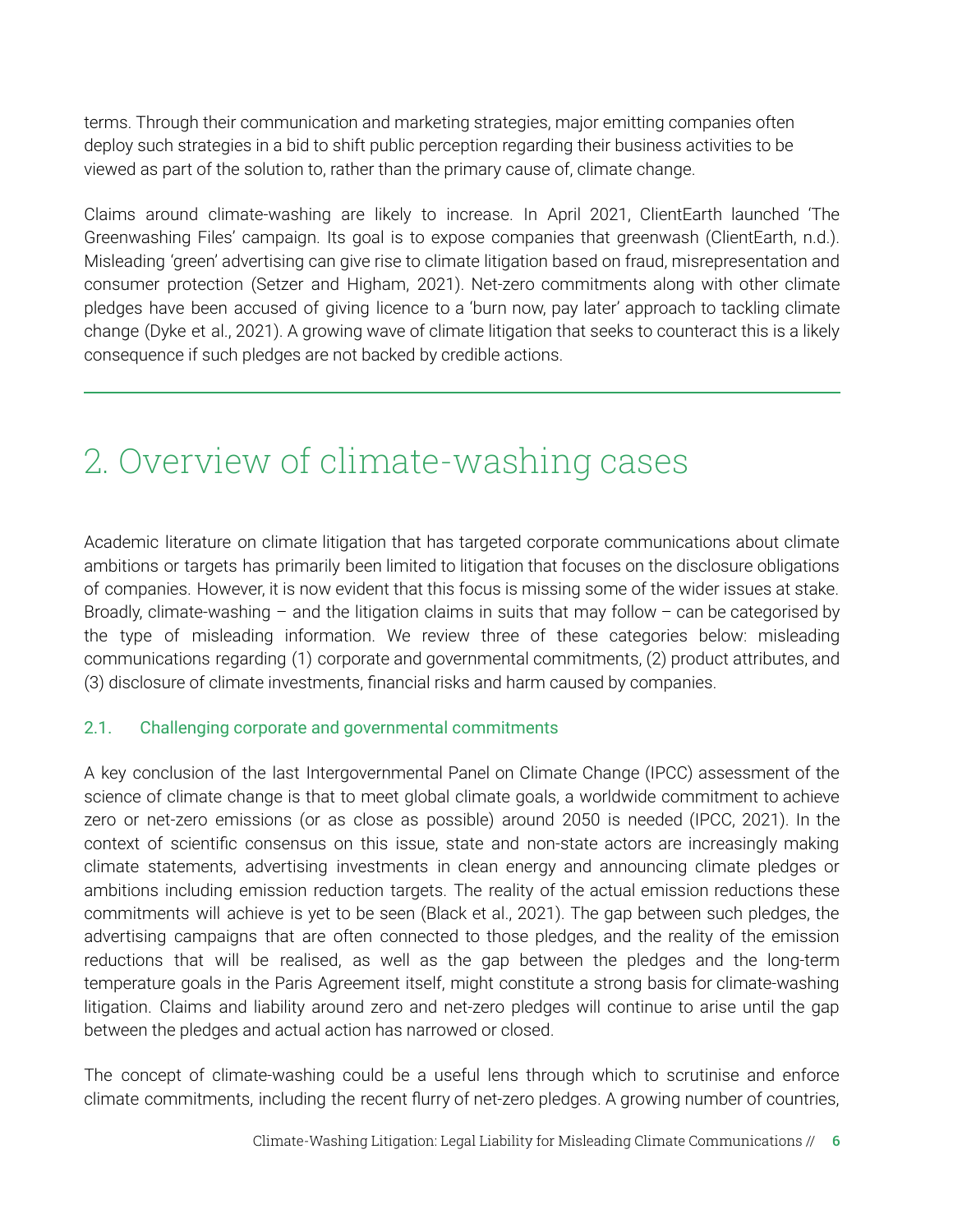terms. Through their communication and marketing strategies, major emitting companies often deploy such strategies in a bid to shift public perception regarding their business activities to be viewed as part of the solution to, rather than the primary cause of, climate change.

Claims around climate-washing are likely to increase. In April 2021, ClientEarth launched 'The Greenwashing Files' campaign. Its goal is to expose companies that greenwash (ClientEarth, n.d.). Misleading 'green' advertising can give rise to climate litigation based on fraud, misrepresentation and consumer protection (Setzer and Higham, 2021). Net-zero commitments along with other climate pledges have been accused of giving licence to a 'burn now, pay later' approach to tackling climate change (Dyke et al., 2021). A growing wave of climate litigation that seeks to counteract this is a likely consequence if such pledges are not backed by credible actions.

# 2. Overview of climate-washing cases

Academic literature on climate litigation that has targeted corporate communications about climate ambitions or targets has primarily been limited to litigation that focuses on the disclosure obligations of companies. However, it is now evident that this focus is missing some of the wider issues at stake. Broadly, climate-washing – and the litigation claims in suits that may follow – can be categorised by the type of misleading information. We review three of these categories below: misleading communications regarding (1) corporate and governmental commitments, (2) product attributes, and (3) disclosure of climate investments, financial risks and harm caused by companies.

## 2.1. Challenging corporate and governmental commitments

A key conclusion of the last Intergovernmental Panel on Climate Change (IPCC) assessment of the science of climate change is that to meet global climate goals, a worldwide commitment to achieve zero or net-zero emissions (or as close as possible) around 2050 is needed (IPCC, 2021). In the context of scientific consensus on this issue, state and non-state actors are increasingly making climate statements, advertising investments in clean energy and announcing climate pledges or ambitions including emission reduction targets. The reality of the actual emission reductions these commitments will achieve is yet to be seen (Black et al., 2021). The gap between such pledges, the advertising campaigns that are often connected to those pledges, and the reality of the emission reductions that will be realised, as well as the gap between the pledges and the long-term temperature goals in the Paris Agreement itself, might constitute a strong basis for climate-washing litigation. Claims and liability around zero and net-zero pledges will continue to arise until the gap between the pledges and actual action has narrowed or closed.

The concept of climate-washing could be a useful lens through which to scrutinise and enforce climate commitments, including the recent flurry of net-zero pledges. A growing number of countries,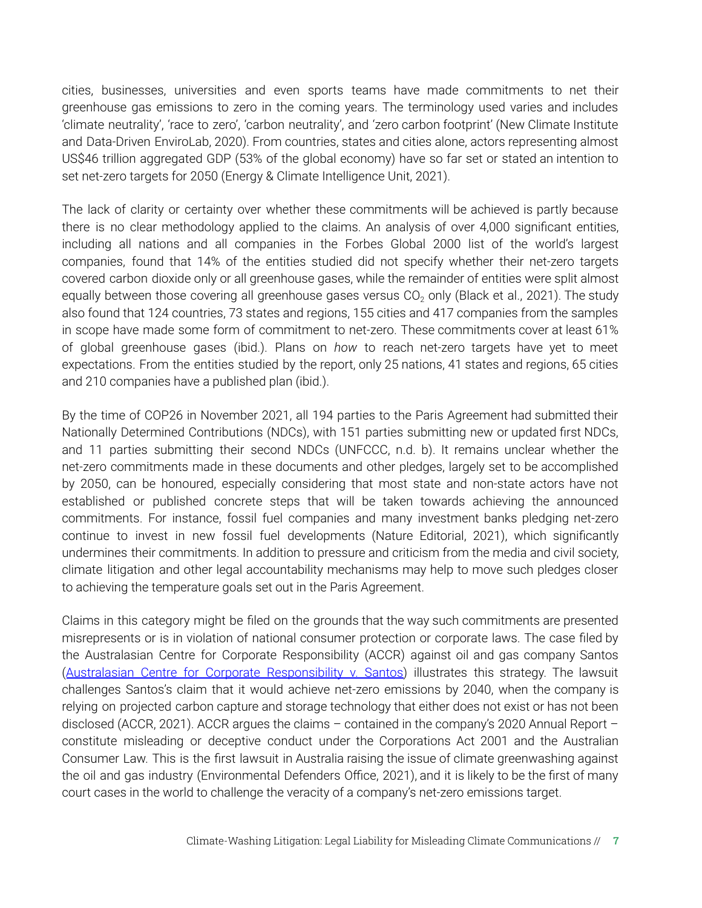cities, businesses, universities and even sports teams have made commitments to net their greenhouse gas emissions to zero in the coming years. The terminology used varies and includes 'climate neutrality', 'race to zero', 'carbon neutrality', and 'zero carbon footprint' (New Climate Institute and Data-Driven EnviroLab, 2020). From countries, states and cities alone, actors representing almost US$46 trillion aggregated GDP (53% of the global economy) have so far set or stated an intention to set net-zero targets for 2050 (Energy & Climate Intelligence Unit, 2021).

The lack of clarity or certainty over whether these commitments will be achieved is partly because there is no clear methodology applied to the claims. An analysis of over 4,000 significant entities, including all nations and all companies in the Forbes Global 2000 list of the world's largest companies, found that 14% of the entities studied did not specify whether their net-zero targets covered carbon dioxide only or all greenhouse gases, while the remainder of entities were split almost equally between those covering all greenhouse gases versus $CO_2$ only (Black et al., 2021). The study also found that 124 countries, 73 states and regions, 155 cities and 417 companies from the samples in scope have made some form of commitment to net-zero. These commitments cover at least 61% of global greenhouse gases (ibid.). Plans on *how* to reach net-zero targets have yet to meet expectations. From the entities studied by the report, only 25 nations, 41 states and regions, 65 cities and 210 companies have a published plan (ibid.).

By the time of COP26 in November 2021, all 194 parties to the Paris Agreement had submitted their Nationally Determined Contributions (NDCs), with 151 parties submitting new or updated first NDCs, and 11 parties submitting their second NDCs (UNFCCC, n.d. b). It remains unclear whether the net-zero commitments made in these documents and other pledges, largely set to be accomplished by 2050, can be honoured, especially considering that most state and non-state actors have not established or published concrete steps that will be taken towards achieving the announced commitments. For instance, fossil fuel companies and many investment banks pledging net-zero continue to invest in new fossil fuel developments (Nature Editorial, 2021), which significantly undermines their commitments. In addition to pressure and criticism from the media and civil society, climate litigation and other legal accountability mechanisms may help to move such pledges closer to achieving the temperature goals set out in the Paris Agreement.

Claims in this category might be filed on the grounds that the way such commitments are presented misrepresents or is in violation of national consumer protection or corporate laws. The case filed by the Australasian Centre for Corporate Responsibility (ACCR) against oil and gas company Santos (Australasian Centre for Corporate Responsibility v. Santos) illustrates this strategy. The lawsuit challenges Santos's claim that it would achieve net-zero emissions by 2040, when the company is relying on projected carbon capture and storage technology that either does not exist or has not been disclosed (ACCR, 2021). ACCR argues the claims – contained in the company's 2020 Annual Report – constitute misleading or deceptive conduct under the Corporations Act 2001 and the Australian Consumer Law. This is the first lawsuit in Australia raising the issue of climate greenwashing against the oil and gas industry (Environmental Defenders Office, 2021), and it is likely to be the first of many court cases in the world to challenge the veracity of a company's net-zero emissions target.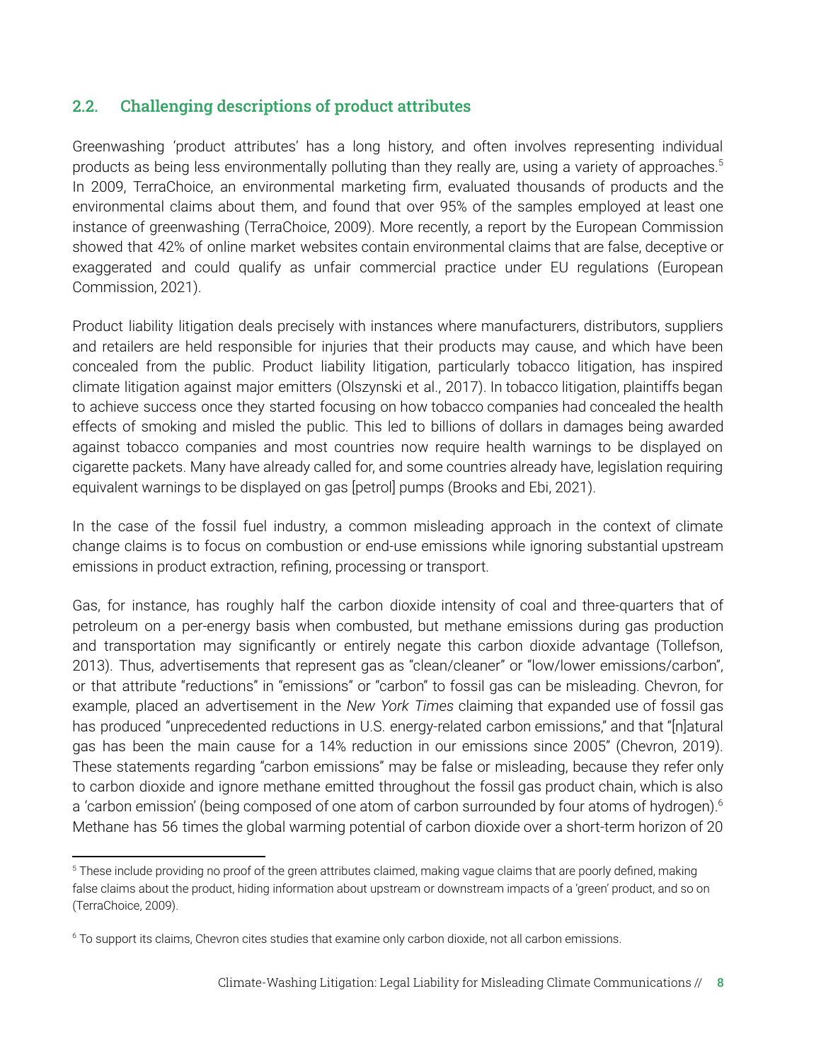## 2.2. Challenging descriptions of product attributes

Greenwashing 'product attributes' has a long history, and often involves representing individual products as being less environmentally polluting than they really are, using a variety of approaches.[5] In 2009, TerraChoice, an environmental marketing firm, evaluated thousands of products and the environmental claims about them, and found that over 95% of the samples employed at least one instance of greenwashing (TerraChoice, 2009). More recently, a report by the European Commission showed that 42% of online market websites contain environmental claims that are false, deceptive or exaggerated and could qualify as unfair commercial practice under EU regulations (European Commission, 2021).

Product liability litigation deals precisely with instances where manufacturers, distributors, suppliers and retailers are held responsible for injuries that their products may cause, and which have been concealed from the public. Product liability litigation, particularly tobacco litigation, has inspired climate litigation against major emitters (Olszynski et al., 2017). In tobacco litigation, plaintiffs began to achieve success once they started focusing on how tobacco companies had concealed the health effects of smoking and misled the public. This led to billions of dollars in damages being awarded against tobacco companies and most countries now require health warnings to be displayed on cigarette packets. Many have already called for, and some countries already have, legislation requiring equivalent warnings to be displayed on gas [petrol] pumps (Brooks and Ebi, 2021).

In the case of the fossil fuel industry, a common misleading approach in the context of climate change claims is to focus on combustion or end-use emissions while ignoring substantial upstream emissions in product extraction, refining, processing or transport.

Gas, for instance, has roughly half the carbon dioxide intensity of coal and three-quarters that of petroleum on a per-energy basis when combusted, but methane emissions during gas production and transportation may significantly or entirely negate this carbon dioxide advantage (Tollefson, 2013). Thus, advertisements that represent gas as "clean/cleaner" or "low/lower emissions/carbon", or that attribute "reductions" in "emissions" or "carbon" to fossil gas can be misleading. Chevron, for example, placed an advertisement in the *New York Times* claiming that expanded use of fossil gas has produced "unprecedented reductions in U.S. energy-related carbon emissions," and that "[n]atural gas has been the main cause for a 14% reduction in our emissions since 2005" (Chevron, 2019). These statements regarding "carbon emissions" may be false or misleading, because they refer only to carbon dioxide and ignore methane emitted throughout the fossil gas product chain, which is also a 'carbon emission' (being composed of one atom of carbon surrounded by four atoms of hydrogen).[6] Methane has 56 times the global warming potential of carbon dioxide over a short-term horizon of 20

---

[5] These include providing no proof of the green attributes claimed, making vague claims that are poorly defined, making false claims about the product, hiding information about upstream or downstream impacts of a 'green' product, and so on (TerraChoice, 2009).

[6] To support its claims, Chevron cites studies that examine only carbon dioxide, not all carbon emissions.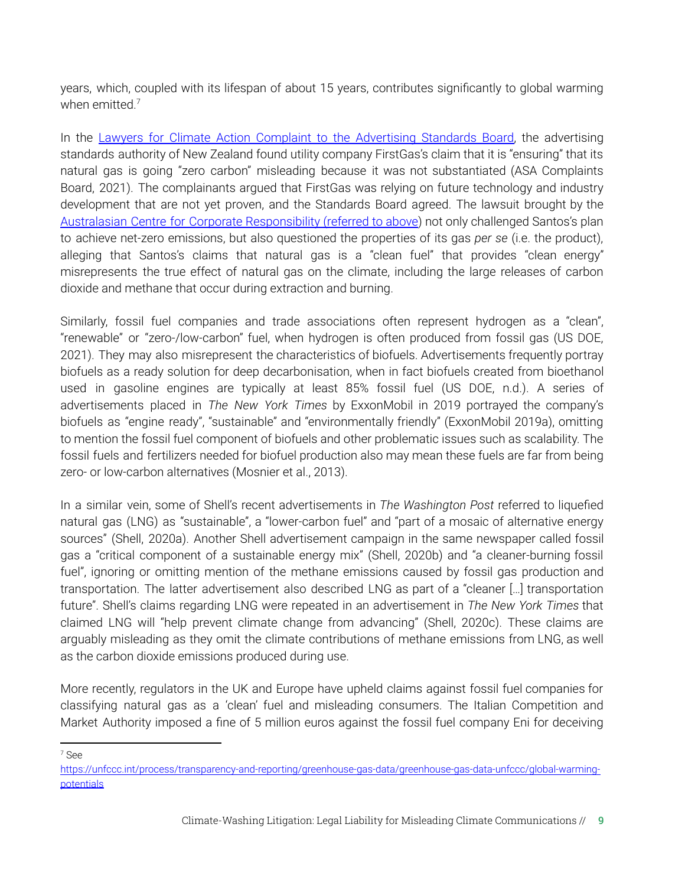years, which, coupled with its lifespan of about 15 years, contributes significantly to global warming when emitted.[7]

In the [Lawyers for Climate Action Complaint to the Advertising Standards Board](), the advertising standards authority of New Zealand found utility company FirstGas's claim that it is "ensuring" that its natural gas is going "zero carbon" misleading because it was not substantiated (ASA Complaints Board, 2021). The complainants argued that FirstGas was relying on future technology and industry development that are not yet proven, and the Standards Board agreed. The lawsuit brought by the [Australasian Centre for Corporate Responsibility (referred to above)]() not only challenged Santos's plan to achieve net-zero emissions, but also questioned the properties of its gas *per se* (i.e. the product), alleging that Santos's claims that natural gas is a "clean fuel" that provides "clean energy" misrepresents the true effect of natural gas on the climate, including the large releases of carbon dioxide and methane that occur during extraction and burning.

Similarly, fossil fuel companies and trade associations often represent hydrogen as a "clean", "renewable" or "zero-/low-carbon" fuel, when hydrogen is often produced from fossil gas (US DOE, 2021). They may also misrepresent the characteristics of biofuels. Advertisements frequently portray biofuels as a ready solution for deep decarbonisation, when in fact biofuels created from bioethanol used in gasoline engines are typically at least 85% fossil fuel (US DOE, n.d.). A series of advertisements placed in *The New York Times* by ExxonMobil in 2019 portrayed the company's biofuels as "engine ready", "sustainable" and "environmentally friendly" (ExxonMobil 2019a), omitting to mention the fossil fuel component of biofuels and other problematic issues such as scalability. The fossil fuels and fertilizers needed for biofuel production also may mean these fuels are far from being zero- or low-carbon alternatives (Mosnier et al., 2013).

In a similar vein, some of Shell's recent advertisements in *The Washington Post* referred to liquefied natural gas (LNG) as "sustainable", a "lower-carbon fuel" and "part of a mosaic of alternative energy sources" (Shell, 2020a). Another Shell advertisement campaign in the same newspaper called fossil gas a "critical component of a sustainable energy mix" (Shell, 2020b) and "a cleaner-burning fossil fuel", ignoring or omitting mention of the methane emissions caused by fossil gas production and transportation. The latter advertisement also described LNG as part of a "cleaner […] transportation future". Shell's claims regarding LNG were repeated in an advertisement in *The New York Times* that claimed LNG will "help prevent climate change from advancing" (Shell, 2020c). These claims are arguably misleading as they omit the climate contributions of methane emissions from LNG, as well as the carbon dioxide emissions produced during use.

More recently, regulators in the UK and Europe have upheld claims against fossil fuel companies for classifying natural gas as a 'clean' fuel and misleading consumers. The Italian Competition and Market Authority imposed a fine of 5 million euros against the fossil fuel company Eni for deceiving

---

[7] See [https://unfccc.int/process/transparency-and-reporting/greenhouse-gas-data/greenhouse-gas-data-unfccc/global-warming-potentials](https://unfccc.int/process/transparency-and-reporting/greenhouse-gas-data/greenhouse-gas-data-unfccc/global-warming-potentials)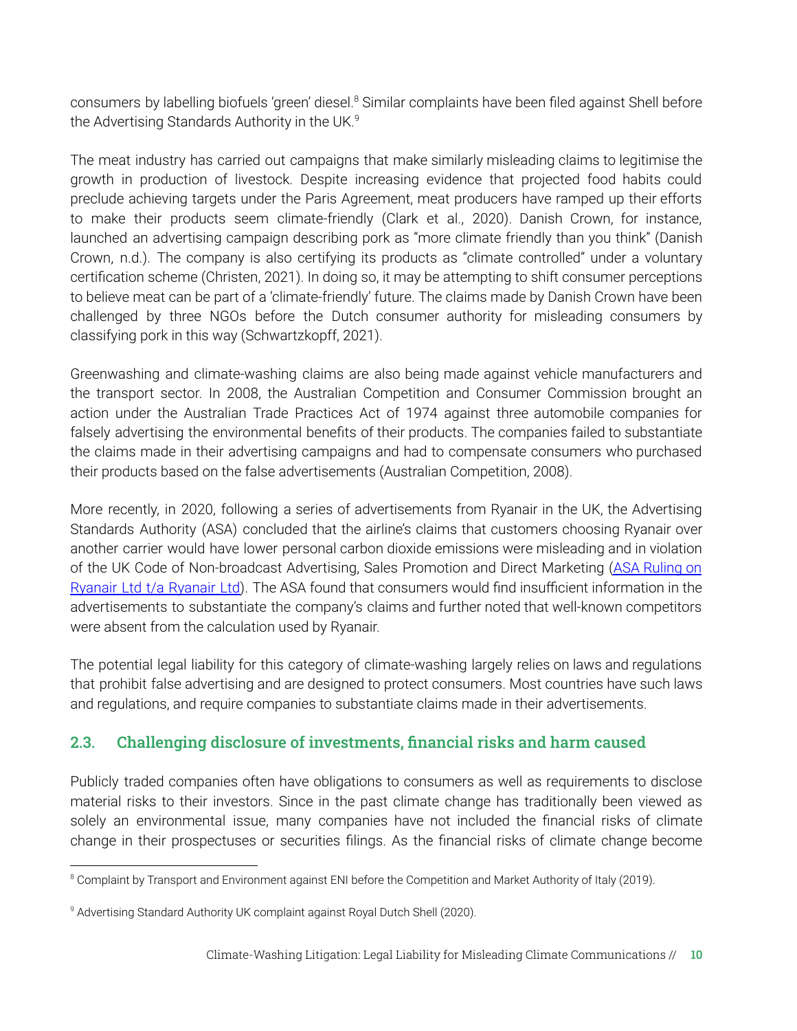consumers by labelling biofuels 'green' diesel.[8] Similar complaints have been filed against Shell before the Advertising Standards Authority in the UK.[9]

The meat industry has carried out campaigns that make similarly misleading claims to legitimise the growth in production of livestock. Despite increasing evidence that projected food habits could preclude achieving targets under the Paris Agreement, meat producers have ramped up their efforts to make their products seem climate-friendly (Clark et al., 2020). Danish Crown, for instance, launched an advertising campaign describing pork as "more climate friendly than you think" (Danish Crown, n.d.). The company is also certifying its products as "climate controlled" under a voluntary certification scheme (Christen, 2021). In doing so, it may be attempting to shift consumer perceptions to believe meat can be part of a 'climate-friendly' future. The claims made by Danish Crown have been challenged by three NGOs before the Dutch consumer authority for misleading consumers by classifying pork in this way (Schwartzkopff, 2021).

Greenwashing and climate-washing claims are also being made against vehicle manufacturers and the transport sector. In 2008, the Australian Competition and Consumer Commission brought an action under the Australian Trade Practices Act of 1974 against three automobile companies for falsely advertising the environmental benefits of their products. The companies failed to substantiate the claims made in their advertising campaigns and had to compensate consumers who purchased their products based on the false advertisements (Australian Competition, 2008).

More recently, in 2020, following a series of advertisements from Ryanair in the UK, the Advertising Standards Authority (ASA) concluded that the airline's claims that customers choosing Ryanair over another carrier would have lower personal carbon dioxide emissions were misleading and in violation of the UK Code of Non-broadcast Advertising, Sales Promotion and Direct Marketing (ASA Ruling on Ryanair Ltd t/a Ryanair Ltd). The ASA found that consumers would find insufficient information in the advertisements to substantiate the company's claims and further noted that well-known competitors were absent from the calculation used by Ryanair.

The potential legal liability for this category of climate-washing largely relies on laws and regulations that prohibit false advertising and are designed to protect consumers. Most countries have such laws and regulations, and require companies to substantiate claims made in their advertisements.

### 2.3. Challenging disclosure of investments, financial risks and harm caused

Publicly traded companies often have obligations to consumers as well as requirements to disclose material risks to their investors. Since in the past climate change has traditionally been viewed as solely an environmental issue, many companies have not included the financial risks of climate change in their prospectuses or securities filings. As the financial risks of climate change become

---

[8] Complaint by Transport and Environment against ENI before the Competition and Market Authority of Italy (2019).

[9] Advertising Standard Authority UK complaint against Royal Dutch Shell (2020).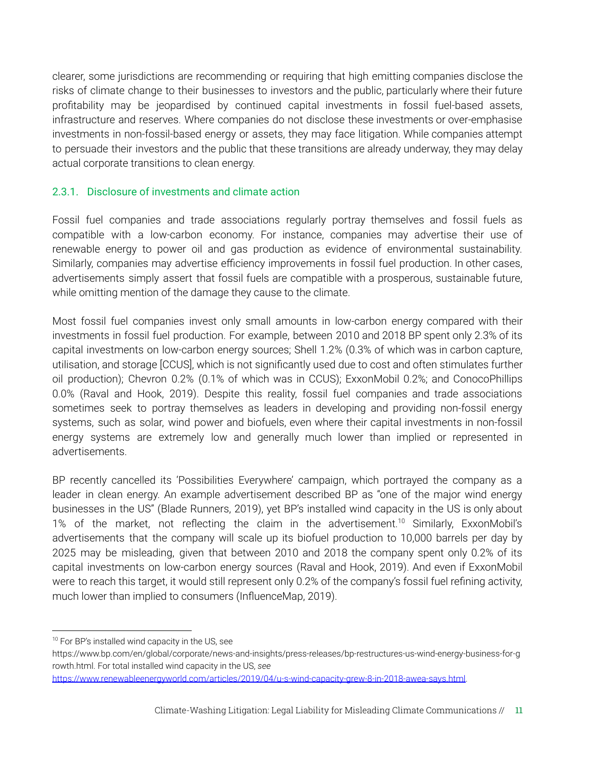clearer, some jurisdictions are recommending or requiring that high emitting companies disclose the risks of climate change to their businesses to investors and the public, particularly where their future profitability may be jeopardised by continued capital investments in fossil fuel-based assets, infrastructure and reserves. Where companies do not disclose these investments or over-emphasise investments in non-fossil-based energy or assets, they may face litigation. While companies attempt to persuade their investors and the public that these transitions are already underway, they may delay actual corporate transitions to clean energy.

### 2.3.1. Disclosure of investments and climate action

Fossil fuel companies and trade associations regularly portray themselves and fossil fuels as compatible with a low-carbon economy. For instance, companies may advertise their use of renewable energy to power oil and gas production as evidence of environmental sustainability. Similarly, companies may advertise efficiency improvements in fossil fuel production. In other cases, advertisements simply assert that fossil fuels are compatible with a prosperous, sustainable future, while omitting mention of the damage they cause to the climate.

Most fossil fuel companies invest only small amounts in low-carbon energy compared with their investments in fossil fuel production. For example, between 2010 and 2018 BP spent only 2.3% of its capital investments on low-carbon energy sources; Shell 1.2% (0.3% of which was in carbon capture, utilisation, and storage [CCUS], which is not significantly used due to cost and often stimulates further oil production); Chevron 0.2% (0.1% of which was in CCUS); ExxonMobil 0.2%; and ConocoPhillips 0.0% (Raval and Hook, 2019). Despite this reality, fossil fuel companies and trade associations sometimes seek to portray themselves as leaders in developing and providing non-fossil energy systems, such as solar, wind power and biofuels, even where their capital investments in non-fossil energy systems are extremely low and generally much lower than implied or represented in advertisements.

BP recently cancelled its 'Possibilities Everywhere' campaign, which portrayed the company as a leader in clean energy. An example advertisement described BP as "one of the major wind energy businesses in the US" (Blade Runners, 2019), yet BP's installed wind capacity in the US is only about 1% of the market, not reflecting the claim in the advertisement.[10] Similarly, ExxonMobil's advertisements that the company will scale up its biofuel production to 10,000 barrels per day by 2025 may be misleading, given that between 2010 and 2018 the company spent only 0.2% of its capital investments on low-carbon energy sources (Raval and Hook, 2019). And even if ExxonMobil were to reach this target, it would still represent only 0.2% of the company's fossil fuel refining activity, much lower than implied to consumers (InfluenceMap, 2019).

---

[10] For BP's installed wind capacity in the US, see https://www.bp.com/en/global/corporate/news-and-insights/press-releases/bp-restructures-us-wind-energy-business-for-growth.html. For total installed wind capacity in the US, *see* https://www.renewableenergyworld.com/articles/2019/04/u-s-wind-capacity-grew-8-in-2018-awea-says.html.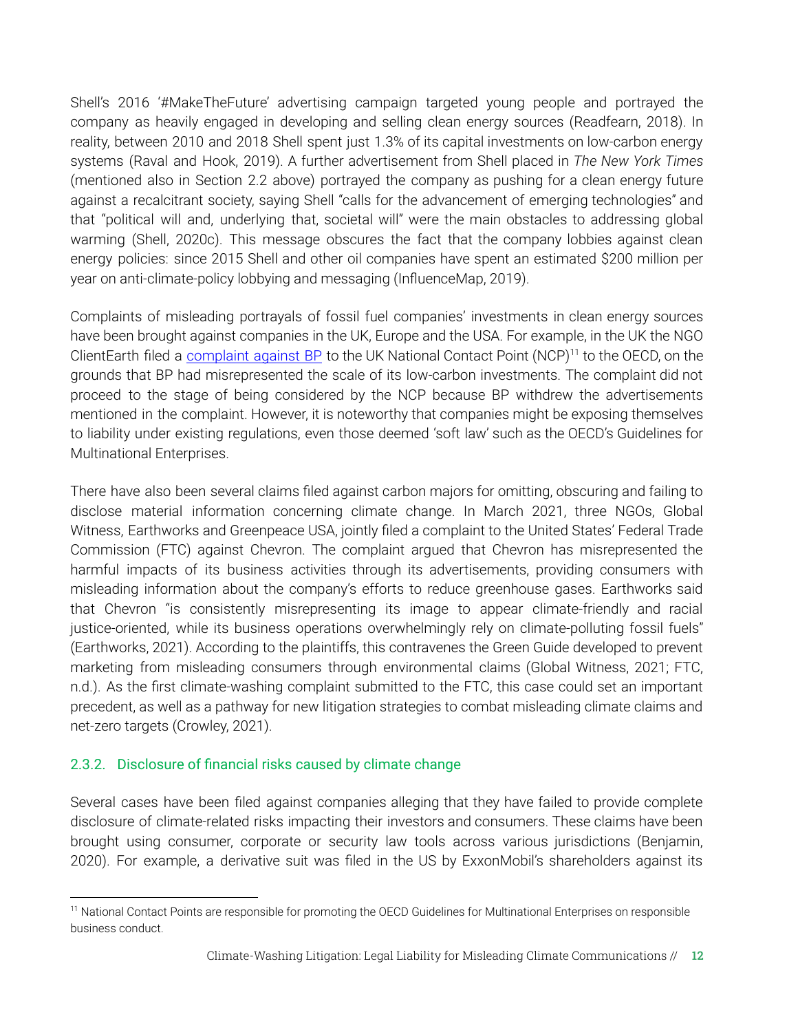Shell's 2016 '#MakeTheFuture' advertising campaign targeted young people and portrayed the company as heavily engaged in developing and selling clean energy sources (Readfearn, 2018). In reality, between 2010 and 2018 Shell spent just 1.3% of its capital investments on low-carbon energy systems (Raval and Hook, 2019). A further advertisement from Shell placed in *The New York Times* (mentioned also in Section 2.2 above) portrayed the company as pushing for a clean energy future against a recalcitrant society, saying Shell "calls for the advancement of emerging technologies" and that "political will and, underlying that, societal will" were the main obstacles to addressing global warming (Shell, 2020c). This message obscures the fact that the company lobbies against clean energy policies: since 2015 Shell and other oil companies have spent an estimated $200 million per year on anti-climate-policy lobbying and messaging (InfluenceMap, 2019).

Complaints of misleading portrayals of fossil fuel companies' investments in clean energy sources have been brought against companies in the UK, Europe and the USA. For example, in the UK the NGO ClientEarth filed a complaint against BP to the UK National Contact Point (NCP)[11] to the OECD, on the grounds that BP had misrepresented the scale of its low-carbon investments. The complaint did not proceed to the stage of being considered by the NCP because BP withdrew the advertisements mentioned in the complaint. However, it is noteworthy that companies might be exposing themselves to liability under existing regulations, even those deemed 'soft law' such as the OECD's Guidelines for Multinational Enterprises.

There have also been several claims filed against carbon majors for omitting, obscuring and failing to disclose material information concerning climate change. In March 2021, three NGOs, Global Witness, Earthworks and Greenpeace USA, jointly filed a complaint to the United States' Federal Trade Commission (FTC) against Chevron. The complaint argued that Chevron has misrepresented the harmful impacts of its business activities through its advertisements, providing consumers with misleading information about the company's efforts to reduce greenhouse gases. Earthworks said that Chevron "is consistently misrepresenting its image to appear climate-friendly and racial justice-oriented, while its business operations overwhelmingly rely on climate-polluting fossil fuels" (Earthworks, 2021). According to the plaintiffs, this contravenes the Green Guide developed to prevent marketing from misleading consumers through environmental claims (Global Witness, 2021; FTC, n.d.). As the first climate-washing complaint submitted to the FTC, this case could set an important precedent, as well as a pathway for new litigation strategies to combat misleading climate claims and net-zero targets (Crowley, 2021).

### 2.3.2. Disclosure of financial risks caused by climate change

Several cases have been filed against companies alleging that they have failed to provide complete disclosure of climate-related risks impacting their investors and consumers. These claims have been brought using consumer, corporate or security law tools across various jurisdictions (Benjamin, 2020). For example, a derivative suit was filed in the US by ExxonMobil's shareholders against its

[11] National Contact Points are responsible for promoting the OECD Guidelines for Multinational Enterprises on responsible business conduct.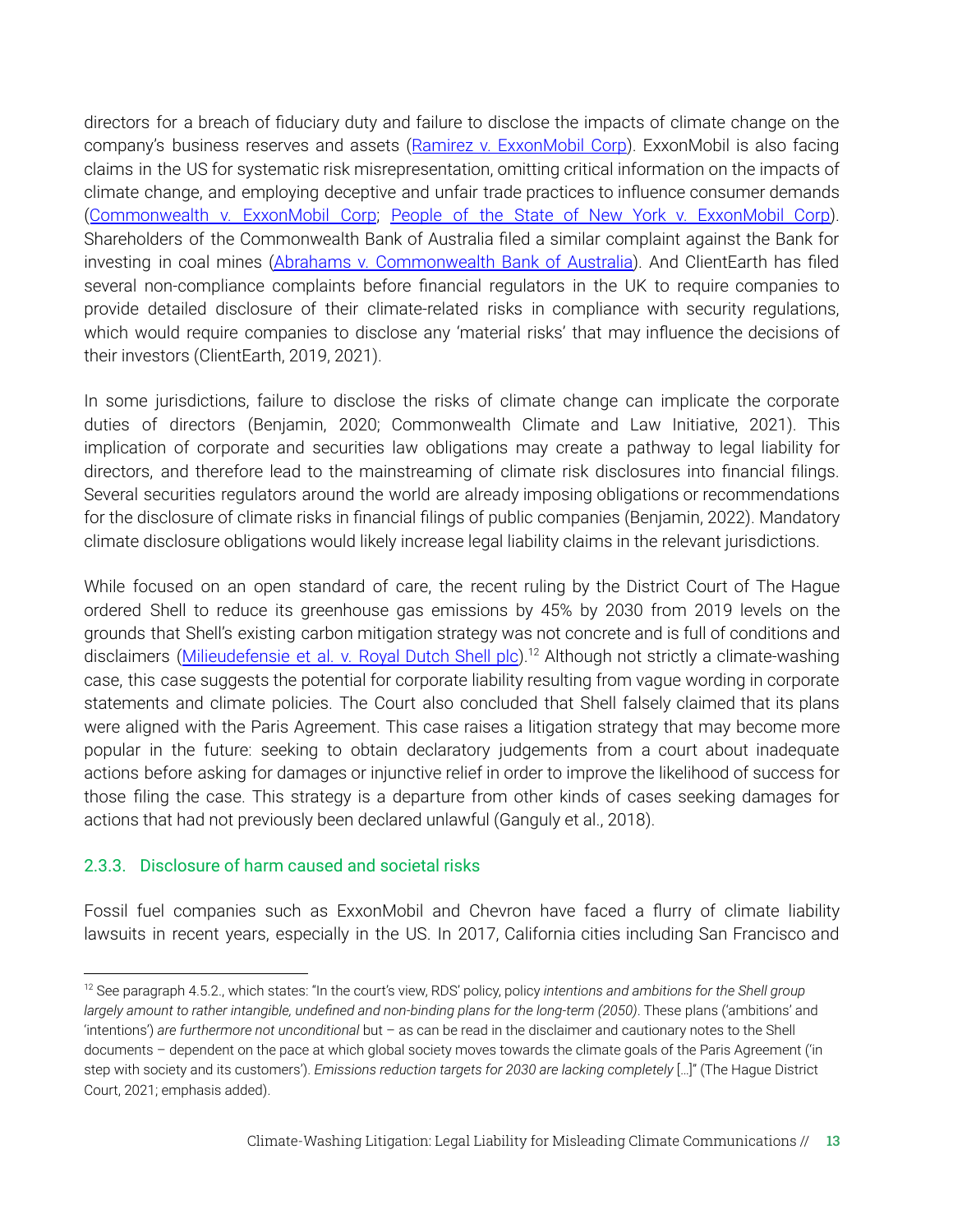directors for a breach of fiduciary duty and failure to disclose the impacts of climate change on the company's business reserves and assets (Ramirez v. ExxonMobil Corp). ExxonMobil is also facing claims in the US for systematic risk misrepresentation, omitting critical information on the impacts of climate change, and employing deceptive and unfair trade practices to influence consumer demands (Commonwealth v. ExxonMobil Corp; People of the State of New York v. ExxonMobil Corp). Shareholders of the Commonwealth Bank of Australia filed a similar complaint against the Bank for investing in coal mines (Abrahams v. Commonwealth Bank of Australia). And ClientEarth has filed several non-compliance complaints before financial regulators in the UK to require companies to provide detailed disclosure of their climate-related risks in compliance with security regulations, which would require companies to disclose any 'material risks' that may influence the decisions of their investors (ClientEarth, 2019, 2021).

In some jurisdictions, failure to disclose the risks of climate change can implicate the corporate duties of directors (Benjamin, 2020; Commonwealth Climate and Law Initiative, 2021). This implication of corporate and securities law obligations may create a pathway to legal liability for directors, and therefore lead to the mainstreaming of climate risk disclosures into financial filings. Several securities regulators around the world are already imposing obligations or recommendations for the disclosure of climate risks in financial filings of public companies (Benjamin, 2022). Mandatory climate disclosure obligations would likely increase legal liability claims in the relevant jurisdictions.

While focused on an open standard of care, the recent ruling by the District Court of The Hague ordered Shell to reduce its greenhouse gas emissions by 45% by 2030 from 2019 levels on the grounds that Shell's existing carbon mitigation strategy was not concrete and is full of conditions and disclaimers (Milieudefensie et al. v. Royal Dutch Shell plc).[12] Although not strictly a climate-washing case, this case suggests the potential for corporate liability resulting from vague wording in corporate statements and climate policies. The Court also concluded that Shell falsely claimed that its plans were aligned with the Paris Agreement. This case raises a litigation strategy that may become more popular in the future: seeking to obtain declaratory judgements from a court about inadequate actions before asking for damages or injunctive relief in order to improve the likelihood of success for those filing the case. This strategy is a departure from other kinds of cases seeking damages for actions that had not previously been declared unlawful (Ganguly et al., 2018).

### 2.3.3. Disclosure of harm caused and societal risks

Fossil fuel companies such as ExxonMobil and Chevron have faced a flurry of climate liability lawsuits in recent years, especially in the US. In 2017, California cities including San Francisco and

---

[12] See paragraph 4.5.2., which states: "In the court's view, RDS' policy, policy *intentions and ambitions for the Shell group largely amount to rather intangible, undefined and non-binding plans for the long-term (2050)*. These plans ('ambitions' and 'intentions') *are furthermore not unconditional* but – as can be read in the disclaimer and cautionary notes to the Shell documents – dependent on the pace at which global society moves towards the climate goals of the Paris Agreement ('in step with society and its customers'). *Emissions reduction targets for 2030 are lacking completely* […]" (The Hague District Court, 2021; emphasis added).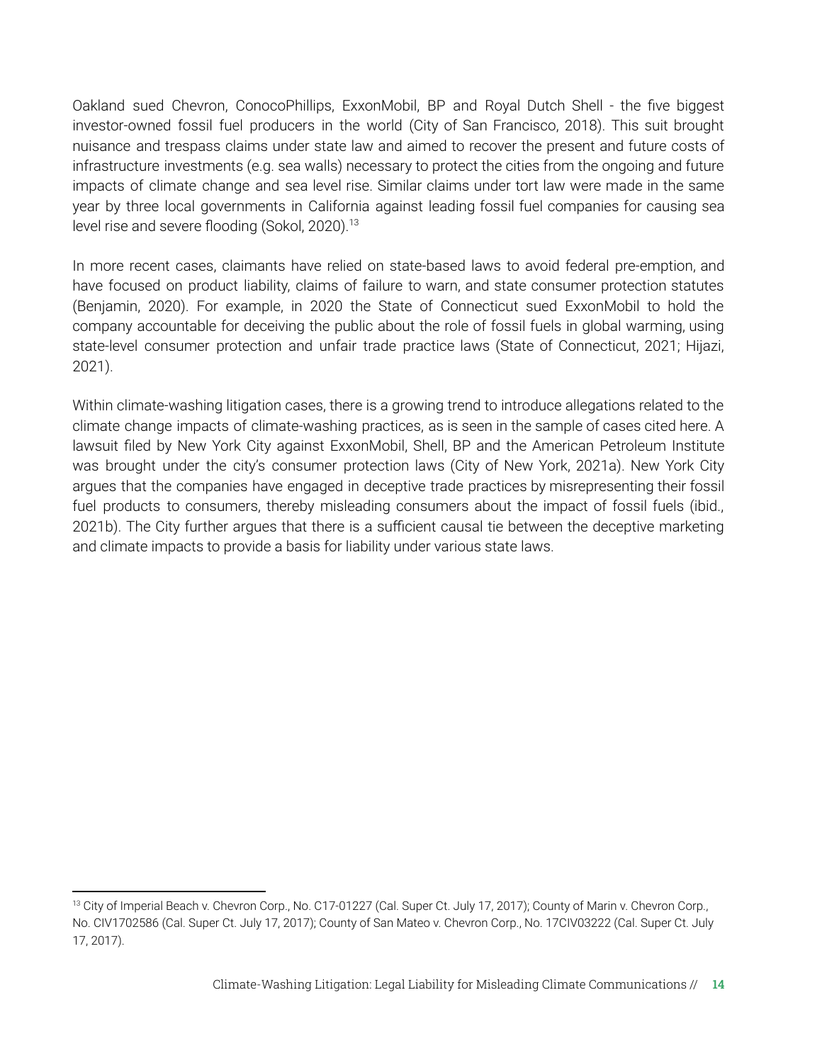Oakland sued Chevron, ConocoPhillips, ExxonMobil, BP and Royal Dutch Shell - the five biggest investor-owned fossil fuel producers in the world (City of San Francisco, 2018). This suit brought nuisance and trespass claims under state law and aimed to recover the present and future costs of infrastructure investments (e.g. sea walls) necessary to protect the cities from the ongoing and future impacts of climate change and sea level rise. Similar claims under tort law were made in the same year by three local governments in California against leading fossil fuel companies for causing sea level rise and severe flooding (Sokol, 2020).[13]

In more recent cases, claimants have relied on state-based laws to avoid federal pre-emption, and have focused on product liability, claims of failure to warn, and state consumer protection statutes (Benjamin, 2020). For example, in 2020 the State of Connecticut sued ExxonMobil to hold the company accountable for deceiving the public about the role of fossil fuels in global warming, using state-level consumer protection and unfair trade practice laws (State of Connecticut, 2021; Hijazi, 2021).

Within climate-washing litigation cases, there is a growing trend to introduce allegations related to the climate change impacts of climate-washing practices, as is seen in the sample of cases cited here. A lawsuit filed by New York City against ExxonMobil, Shell, BP and the American Petroleum Institute was brought under the city's consumer protection laws (City of New York, 2021a). New York City argues that the companies have engaged in deceptive trade practices by misrepresenting their fossil fuel products to consumers, thereby misleading consumers about the impact of fossil fuels (ibid., 2021b). The City further argues that there is a sufficient causal tie between the deceptive marketing and climate impacts to provide a basis for liability under various state laws.

---

[13] City of Imperial Beach v. Chevron Corp., No. C17-01227 (Cal. Super Ct. July 17, 2017); County of Marin v. Chevron Corp., No. CIV1702586 (Cal. Super Ct. July 17, 2017); County of San Mateo v. Chevron Corp., No. 17CIV03222 (Cal. Super Ct. July 17, 2017).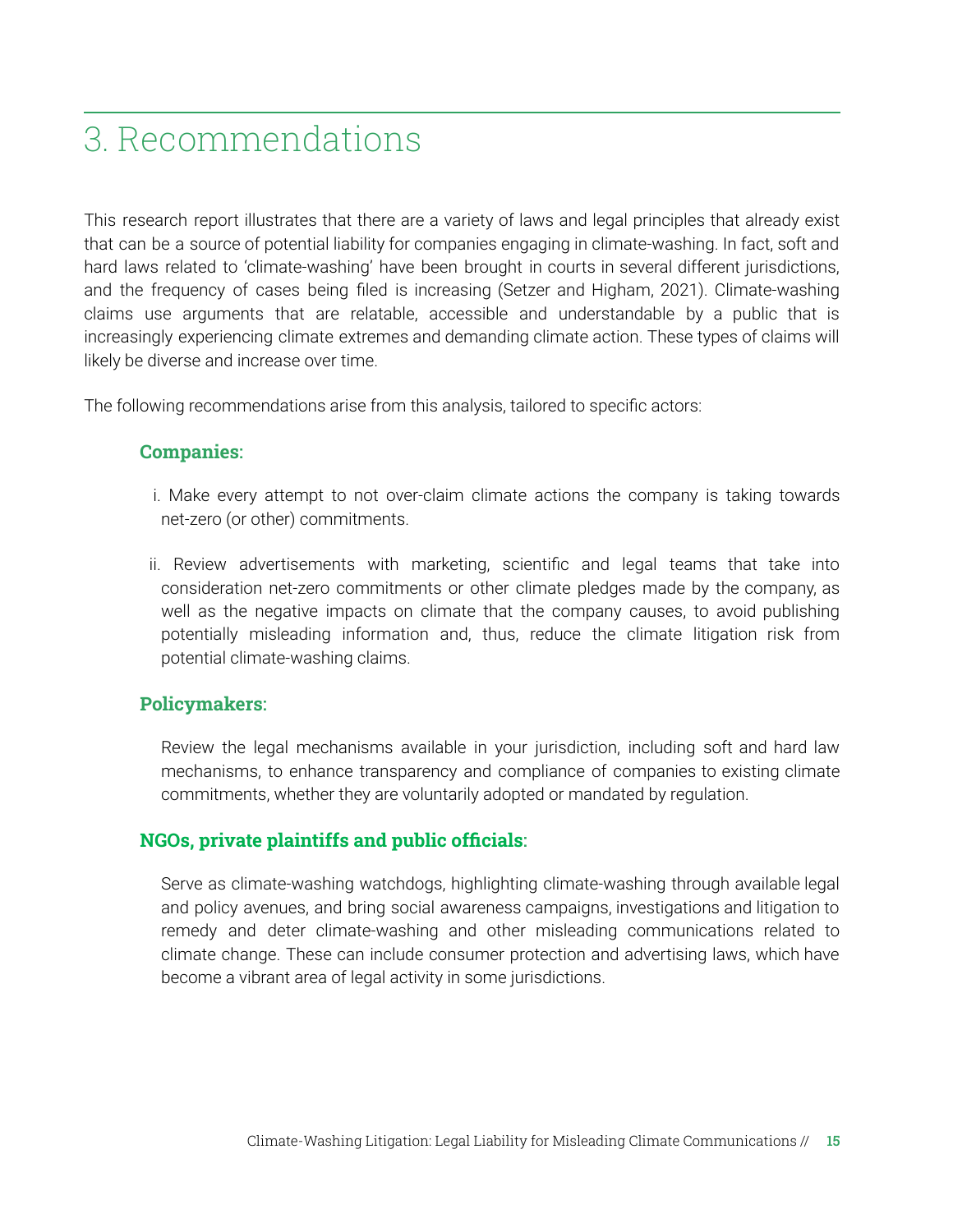# 3. Recommendations

This research report illustrates that there are a variety of laws and legal principles that already exist that can be a source of potential liability for companies engaging in climate-washing. In fact, soft and hard laws related to 'climate-washing' have been brought in courts in several different jurisdictions, and the frequency of cases being filed is increasing (Setzer and Higham, 2021). Climate-washing claims use arguments that are relatable, accessible and understandable by a public that is increasingly experiencing climate extremes and demanding climate action. These types of claims will likely be diverse and increase over time.

The following recommendations arise from this analysis, tailored to specific actors:

**Companies:**

i. Make every attempt to not over-claim climate actions the company is taking towards net-zero (or other) commitments.

ii. Review advertisements with marketing, scientific and legal teams that take into consideration net-zero commitments or other climate pledges made by the company, as well as the negative impacts on climate that the company causes, to avoid publishing potentially misleading information and, thus, reduce the climate litigation risk from potential climate-washing claims.

**Policymakers:**

Review the legal mechanisms available in your jurisdiction, including soft and hard law mechanisms, to enhance transparency and compliance of companies to existing climate commitments, whether they are voluntarily adopted or mandated by regulation.

**NGOs, private plaintiffs and public officials:**

Serve as climate-washing watchdogs, highlighting climate-washing through available legal and policy avenues, and bring social awareness campaigns, investigations and litigation to remedy and deter climate-washing and other misleading communications related to climate change. These can include consumer protection and advertising laws, which have become a vibrant area of legal activity in some jurisdictions.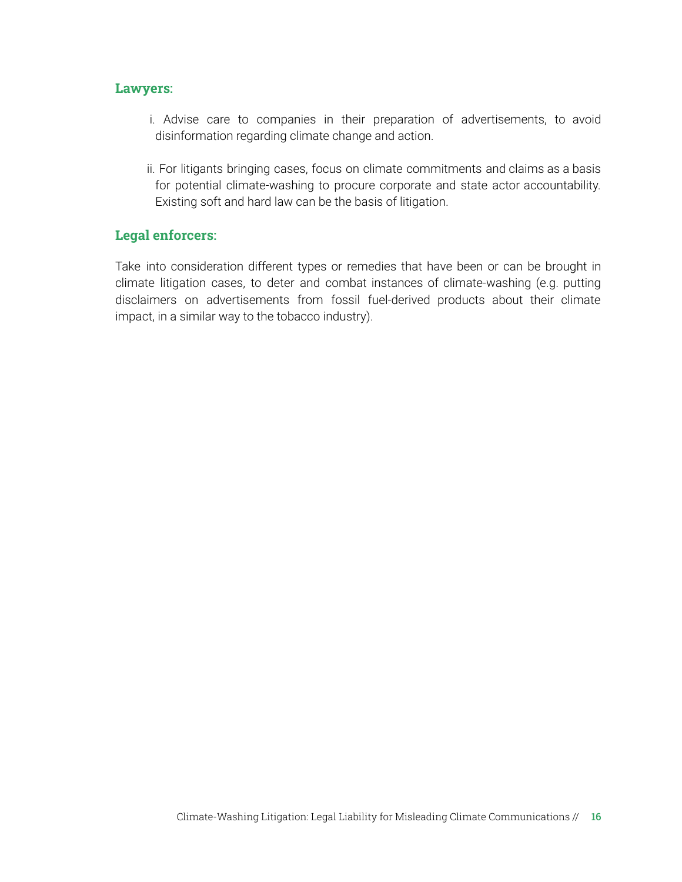**Lawyers:**

i. Advise care to companies in their preparation of advertisements, to avoid disinformation regarding climate change and action.

ii. For litigants bringing cases, focus on climate commitments and claims as a basis for potential climate-washing to procure corporate and state actor accountability. Existing soft and hard law can be the basis of litigation.

**Legal enforcers:**

Take into consideration different types or remedies that have been or can be brought in climate litigation cases, to deter and combat instances of climate-washing (e.g. putting disclaimers on advertisements from fossil fuel-derived products about their climate impact, in a similar way to the tobacco industry).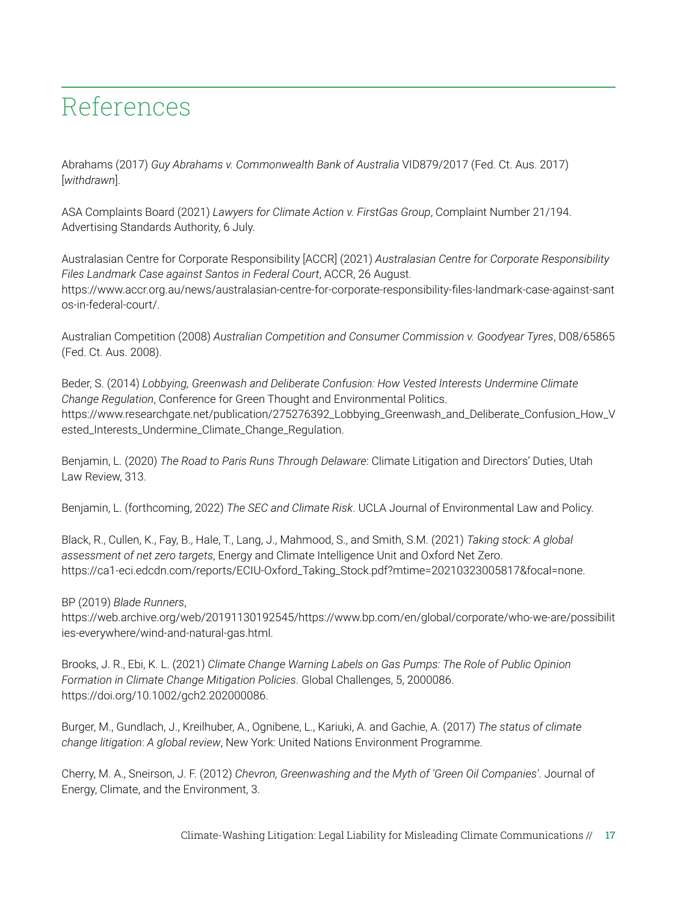# References

Abrahams (2017) *Guy Abrahams v. Commonwealth Bank of Australia* VID879/2017 (Fed. Ct. Aus. 2017) [*withdrawn*].

ASA Complaints Board (2021) *Lawyers for Climate Action v. FirstGas Group*, Complaint Number 21/194. Advertising Standards Authority, 6 July.

Australasian Centre for Corporate Responsibility [ACCR] (2021) *Australasian Centre for Corporate Responsibility Files Landmark Case against Santos in Federal Court*, ACCR, 26 August. https://www.accr.org.au/news/australasian-centre-for-corporate-responsibility-files-landmark-case-against-santos-in-federal-court/.

Australian Competition (2008) *Australian Competition and Consumer Commission v. Goodyear Tyres*, D08/65865 (Fed. Ct. Aus. 2008).

Beder, S. (2014) *Lobbying, Greenwash and Deliberate Confusion: How Vested Interests Undermine Climate Change Regulation*, Conference for Green Thought and Environmental Politics. https://www.researchgate.net/publication/275276392_Lobbying_Greenwash_and_Deliberate_Confusion_How_Vested_Interests_Undermine_Climate_Change_Regulation.

Benjamin, L. (2020) *The Road to Paris Runs Through Delaware*: Climate Litigation and Directors' Duties, Utah Law Review, 313.

Benjamin, L. (forthcoming, 2022) *The SEC and Climate Risk*. UCLA Journal of Environmental Law and Policy.

Black, R., Cullen, K., Fay, B., Hale, T., Lang, J., Mahmood, S., and Smith, S.M. (2021) *Taking stock: A global assessment of net zero targets*, Energy and Climate Intelligence Unit and Oxford Net Zero. https://ca1-eci.edcdn.com/reports/ECIU-Oxford_Taking_Stock.pdf?mtime=20210323005817&focal=none.

BP (2019) *Blade Runners*, https://web.archive.org/web/20191130192545/https://www.bp.com/en/global/corporate/who-we-are/possibilities-everywhere/wind-and-natural-gas.html.

Brooks, J. R., Ebi, K. L. (2021) *Climate Change Warning Labels on Gas Pumps: The Role of Public Opinion Formation in Climate Change Mitigation Policies*. Global Challenges, 5, 2000086. https://doi.org/10.1002/gch2.202000086.

Burger, M., Gundlach, J., Kreilhuber, A., Ognibene, L., Kariuki, A. and Gachie, A. (2017) *The status of climate change litigation*: *A global review*, New York: United Nations Environment Programme.

Cherry, M. A., Sneirson, J. F. (2012) *Chevron, Greenwashing and the Myth of 'Green Oil Companies'*. Journal of Energy, Climate, and the Environment, 3.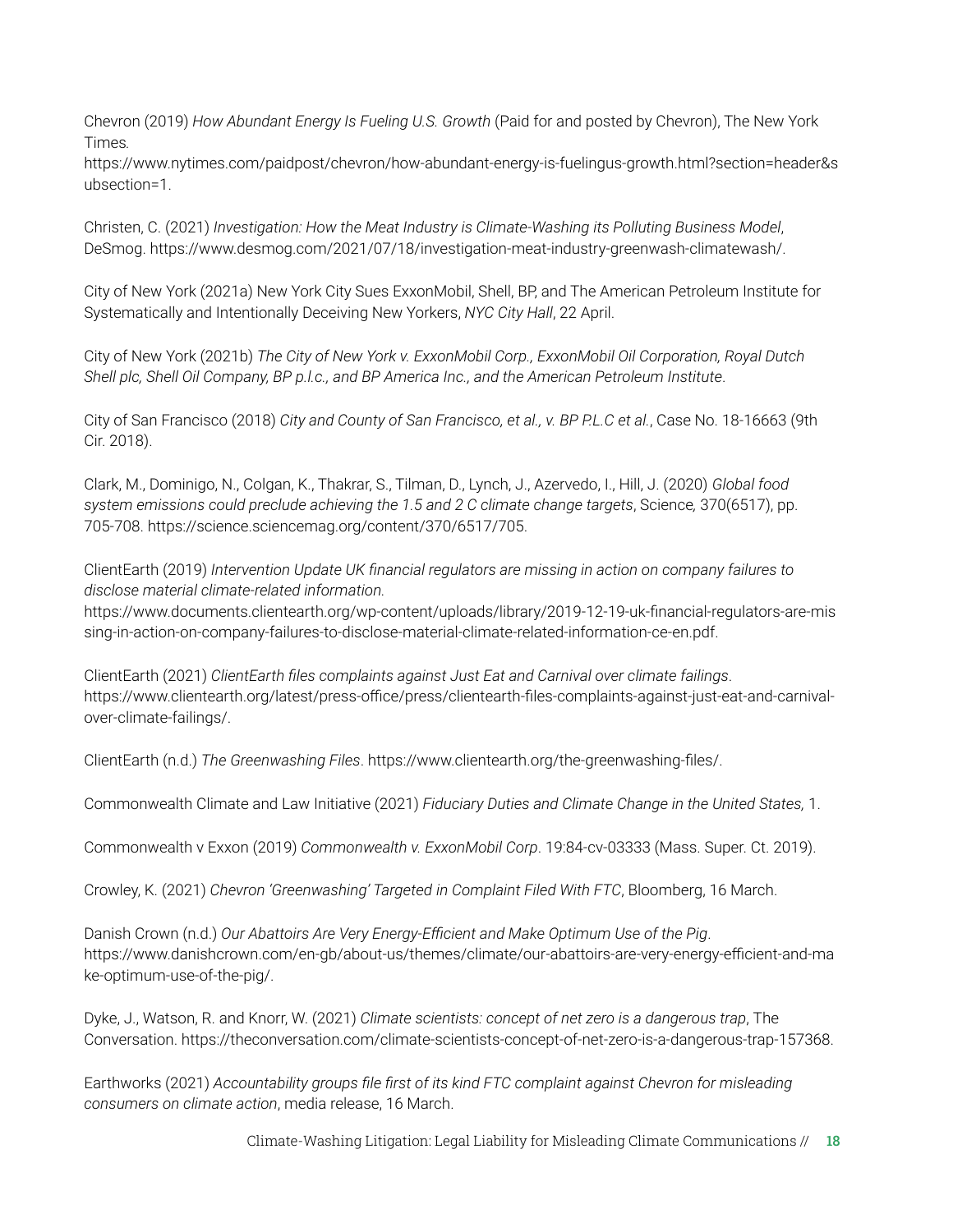Chevron (2019) *How Abundant Energy Is Fueling U.S. Growth* (Paid for and posted by Chevron), The New York Times. https://www.nytimes.com/paidpost/chevron/how-abundant-energy-is-fuelingus-growth.html?section=header&subsection=1.

Christen, C. (2021) *Investigation: How the Meat Industry is Climate-Washing its Polluting Business Model*, DeSmog. https://www.desmog.com/2021/07/18/investigation-meat-industry-greenwash-climatewash/.

City of New York (2021a) New York City Sues ExxonMobil, Shell, BP, and The American Petroleum Institute for Systematically and Intentionally Deceiving New Yorkers, *NYC City Hall*, 22 April.

City of New York (2021b) *The City of New York v. ExxonMobil Corp., ExxonMobil Oil Corporation, Royal Dutch Shell plc, Shell Oil Company, BP p.l.c., and BP America Inc., and the American Petroleum Institute*.

City of San Francisco (2018) *City and County of San Francisco, et al., v. BP P.L.C et al.*, Case No. 18-16663 (9th Cir. 2018).

Clark, M., Dominigo, N., Colgan, K., Thakrar, S., Tilman, D., Lynch, J., Azervedo, I., Hill, J. (2020) *Global food system emissions could preclude achieving the 1.5 and 2 C climate change targets*, Science, 370(6517), pp. 705-708. https://science.sciencemag.org/content/370/6517/705.

ClientEarth (2019) *Intervention Update UK financial regulators are missing in action on company failures to disclose material climate-related information*. https://www.documents.clientearth.org/wp-content/uploads/library/2019-12-19-uk-financial-regulators-are-missing-in-action-on-company-failures-to-disclose-material-climate-related-information-ce-en.pdf.

ClientEarth (2021) *ClientEarth files complaints against Just Eat and Carnival over climate failings*. https://www.clientearth.org/latest/press-office/press/clientearth-files-complaints-against-just-eat-and-carnival-over-climate-failings/.

ClientEarth (n.d.) *The Greenwashing Files*. https://www.clientearth.org/the-greenwashing-files/.

Commonwealth Climate and Law Initiative (2021) *Fiduciary Duties and Climate Change in the United States,* 1.

Commonwealth v Exxon (2019) *Commonwealth v. ExxonMobil Corp*. 19:84-cv-03333 (Mass. Super. Ct. 2019).

Crowley, K. (2021) *Chevron 'Greenwashing' Targeted in Complaint Filed With FTC*, Bloomberg, 16 March.

Danish Crown (n.d.) *Our Abattoirs Are Very Energy-Efficient and Make Optimum Use of the Pig*. https://www.danishcrown.com/en-gb/about-us/themes/climate/our-abattoirs-are-very-energy-efficient-and-make-optimum-use-of-the-pig/.

Dyke, J., Watson, R. and Knorr, W. (2021) *Climate scientists: concept of net zero is a dangerous trap*, The Conversation. https://theconversation.com/climate-scientists-concept-of-net-zero-is-a-dangerous-trap-157368.

Earthworks (2021) *Accountability groups file first of its kind FTC complaint against Chevron for misleading consumers on climate action*, media release, 16 March.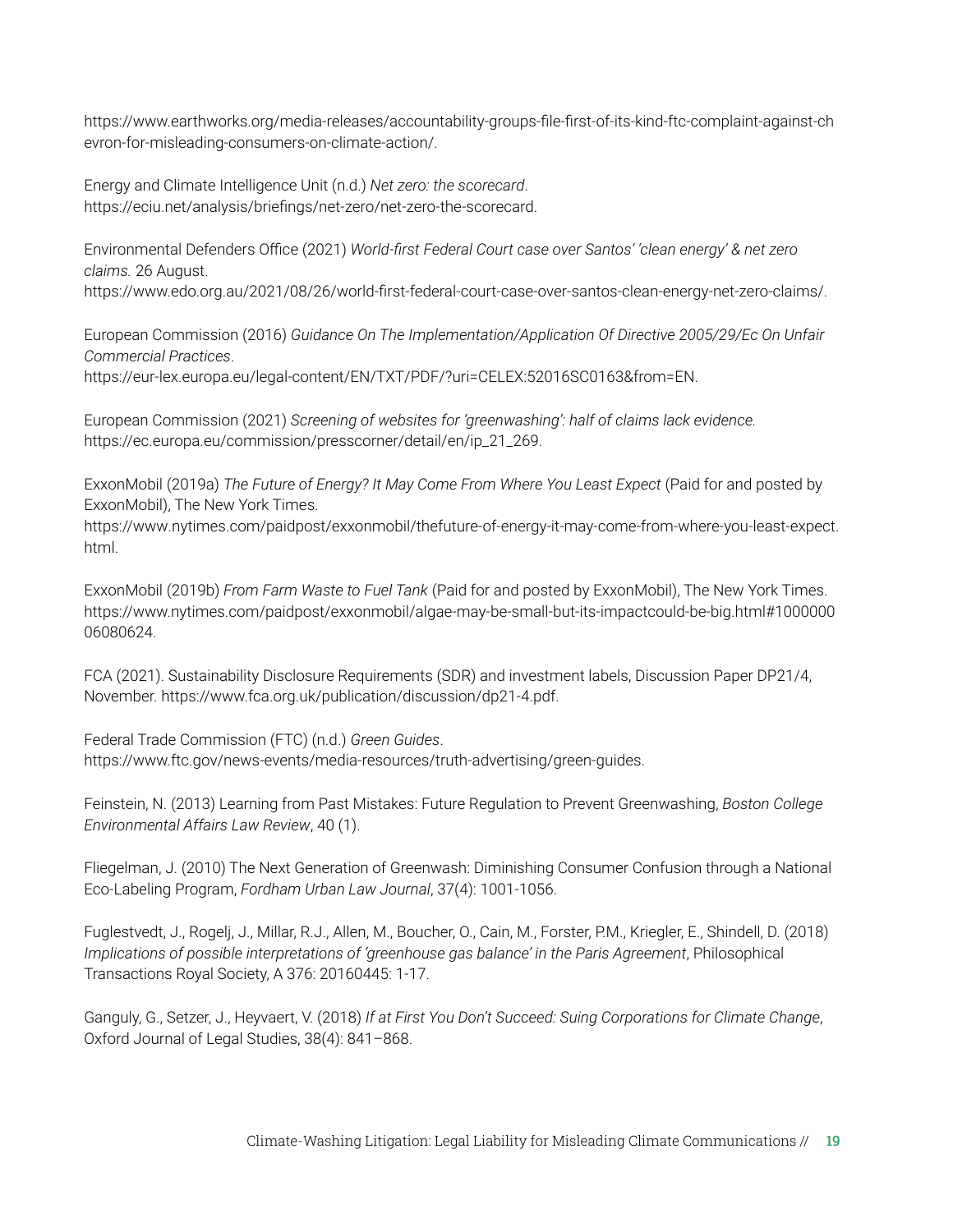https://www.earthworks.org/media-releases/accountability-groups-file-first-of-its-kind-ftc-complaint-against-chevron-for-misleading-consumers-on-climate-action/.

Energy and Climate Intelligence Unit (n.d.) *Net zero: the scorecard*. https://eciu.net/analysis/briefings/net-zero/net-zero-the-scorecard.

Environmental Defenders Office (2021) *World-first Federal Court case over Santos' 'clean energy' & net zero claims.* 26 August. https://www.edo.org.au/2021/08/26/world-first-federal-court-case-over-santos-clean-energy-net-zero-claims/.

European Commission (2016) *Guidance On The Implementation/Application Of Directive 2005/29/Ec On Unfair Commercial Practices*. https://eur-lex.europa.eu/legal-content/EN/TXT/PDF/?uri=CELEX:52016SC0163&from=EN.

European Commission (2021) *Screening of websites for 'greenwashing': half of claims lack evidence.* https://ec.europa.eu/commission/presscorner/detail/en/ip_21_269.

ExxonMobil (2019a) *The Future of Energy? It May Come From Where You Least Expect* (Paid for and posted by ExxonMobil), The New York Times. https://www.nytimes.com/paidpost/exxonmobil/thefuture-of-energy-it-may-come-from-where-you-least-expect.html.

ExxonMobil (2019b) *From Farm Waste to Fuel Tank* (Paid for and posted by ExxonMobil), The New York Times. https://www.nytimes.com/paidpost/exxonmobil/algae-may-be-small-but-its-impactcould-be-big.html#100000006080624.

FCA (2021). Sustainability Disclosure Requirements (SDR) and investment labels, Discussion Paper DP21/4, November. https://www.fca.org.uk/publication/discussion/dp21-4.pdf.

Federal Trade Commission (FTC) (n.d.) *Green Guides*. https://www.ftc.gov/news-events/media-resources/truth-advertising/green-guides.

Feinstein, N. (2013) Learning from Past Mistakes: Future Regulation to Prevent Greenwashing, *Boston College Environmental Affairs Law Review*, 40 (1).

Fliegelman, J. (2010) The Next Generation of Greenwash: Diminishing Consumer Confusion through a National Eco-Labeling Program, *Fordham Urban Law Journal*, 37(4): 1001-1056.

Fuglestvedt, J., Rogelj, J., Millar, R.J., Allen, M., Boucher, O., Cain, M., Forster, P.M., Kriegler, E., Shindell, D. (2018) *Implications of possible interpretations of 'greenhouse gas balance' in the Paris Agreement*, Philosophical Transactions Royal Society, A 376: 20160445: 1-17.

Ganguly, G., Setzer, J., Heyvaert, V. (2018) *If at First You Don't Succeed: Suing Corporations for Climate Change*, Oxford Journal of Legal Studies, 38(4): 841–868.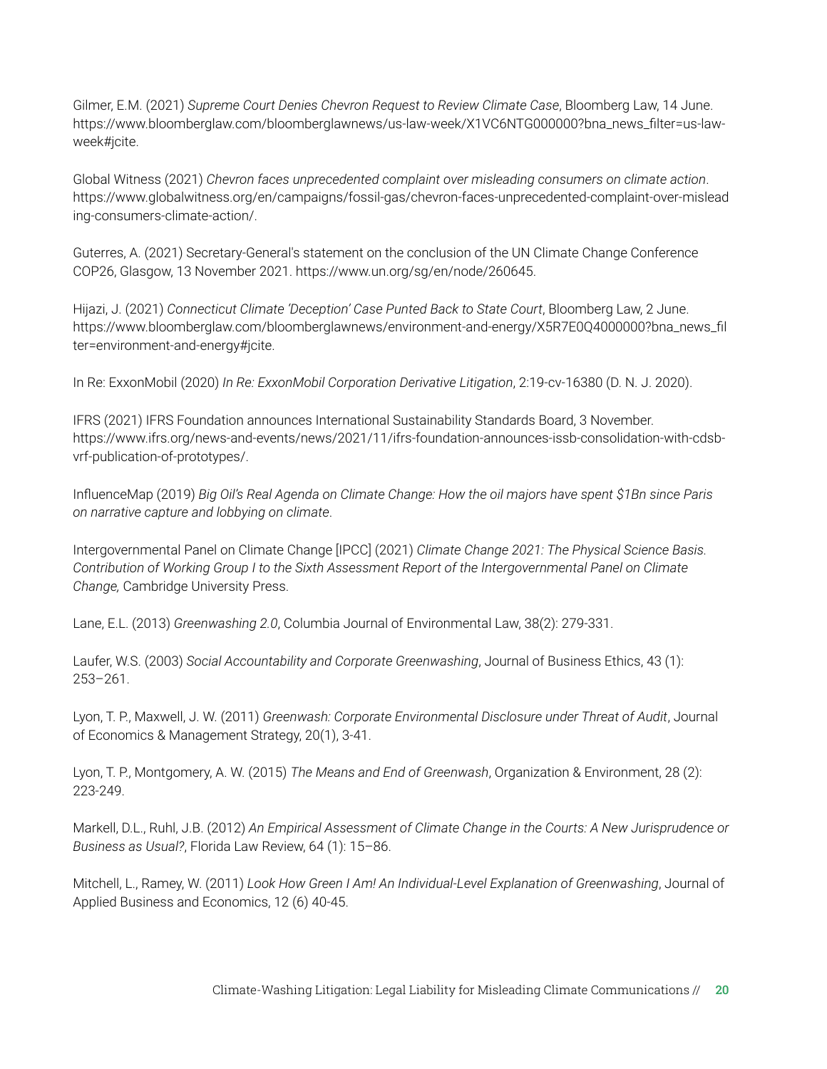Gilmer, E.M. (2021) *Supreme Court Denies Chevron Request to Review Climate Case*, Bloomberg Law, 14 June. https://www.bloomberglaw.com/bloomberglawnews/us-law-week/X1VC6NTG000000?bna_news_filter=us-law-week#jcite.

Global Witness (2021) *Chevron faces unprecedented complaint over misleading consumers on climate action*. https://www.globalwitness.org/en/campaigns/fossil-gas/chevron-faces-unprecedented-complaint-over-misleading-consumers-climate-action/.

Guterres, A. (2021) Secretary-General's statement on the conclusion of the UN Climate Change Conference COP26, Glasgow, 13 November 2021. https://www.un.org/sg/en/node/260645.

Hijazi, J. (2021) *Connecticut Climate 'Deception' Case Punted Back to State Court*, Bloomberg Law, 2 June. https://www.bloomberglaw.com/bloomberglawnews/environment-and-energy/X5R7E0Q4000000?bna_news_filter=environment-and-energy#jcite.

In Re: ExxonMobil (2020) *In Re: ExxonMobil Corporation Derivative Litigation*, 2:19-cv-16380 (D. N. J. 2020).

IFRS (2021) IFRS Foundation announces International Sustainability Standards Board, 3 November. https://www.ifrs.org/news-and-events/news/2021/11/ifrs-foundation-announces-issb-consolidation-with-cdsb-vrf-publication-of-prototypes/.

InfluenceMap (2019) *Big Oil's Real Agenda on Climate Change: How the oil majors have spent $1Bn since Paris on narrative capture and lobbying on climate*.

Intergovernmental Panel on Climate Change [IPCC] (2021) *Climate Change 2021: The Physical Science Basis. Contribution of Working Group I to the Sixth Assessment Report of the Intergovernmental Panel on Climate Change,* Cambridge University Press.

Lane, E.L. (2013) *Greenwashing 2.0*, Columbia Journal of Environmental Law, 38(2): 279-331.

Laufer, W.S. (2003) *Social Accountability and Corporate Greenwashing*, Journal of Business Ethics, 43 (1): 253–261.

Lyon, T. P., Maxwell, J. W. (2011) *Greenwash: Corporate Environmental Disclosure under Threat of Audit*, Journal of Economics & Management Strategy, 20(1), 3-41.

Lyon, T. P., Montgomery, A. W. (2015) *The Means and End of Greenwash*, Organization & Environment, 28 (2): 223-249.

Markell, D.L., Ruhl, J.B. (2012) *An Empirical Assessment of Climate Change in the Courts: A New Jurisprudence or Business as Usual?*, Florida Law Review, 64 (1): 15–86.

Mitchell, L., Ramey, W. (2011) *Look How Green I Am! An Individual-Level Explanation of Greenwashing*, Journal of Applied Business and Economics, 12 (6) 40-45.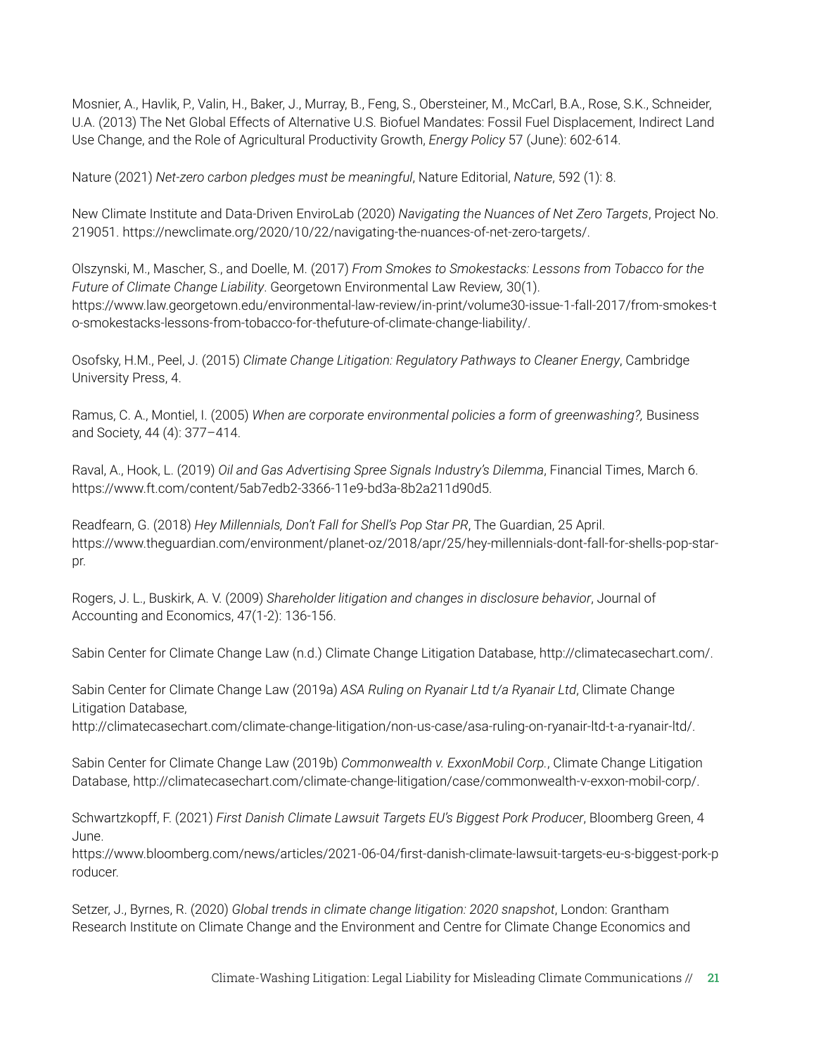Mosnier, A., Havlik, P., Valin, H., Baker, J., Murray, B., Feng, S., Obersteiner, M., McCarl, B.A., Rose, S.K., Schneider, U.A. (2013) The Net Global Effects of Alternative U.S. Biofuel Mandates: Fossil Fuel Displacement, Indirect Land Use Change, and the Role of Agricultural Productivity Growth, *Energy Policy* 57 (June): 602-614.

Nature (2021) *Net-zero carbon pledges must be meaningful*, Nature Editorial, *Nature*, 592 (1): 8.

New Climate Institute and Data-Driven EnviroLab (2020) *Navigating the Nuances of Net Zero Targets*, Project No. 219051. https://newclimate.org/2020/10/22/navigating-the-nuances-of-net-zero-targets/.

Olszynski, M., Mascher, S., and Doelle, M. (2017) *From Smokes to Smokestacks: Lessons from Tobacco for the Future of Climate Change Liability*. Georgetown Environmental Law Review, 30(1). https://www.law.georgetown.edu/environmental-law-review/in-print/volume30-issue-1-fall-2017/from-smokes-to-smokestacks-lessons-from-tobacco-for-thefuture-of-climate-change-liability/.

Osofsky, H.M., Peel, J. (2015) *Climate Change Litigation: Regulatory Pathways to Cleaner Energy*, Cambridge University Press, 4.

Ramus, C. A., Montiel, I. (2005) *When are corporate environmental policies a form of greenwashing?,* Business and Society, 44 (4): 377–414.

Raval, A., Hook, L. (2019) *Oil and Gas Advertising Spree Signals Industry's Dilemma*, Financial Times, March 6. https://www.ft.com/content/5ab7edb2-3366-11e9-bd3a-8b2a211d90d5.

Readfearn, G. (2018) *Hey Millennials, Don't Fall for Shell's Pop Star PR*, The Guardian, 25 April. https://www.theguardian.com/environment/planet-oz/2018/apr/25/hey-millennials-dont-fall-for-shells-pop-star-pr.

Rogers, J. L., Buskirk, A. V. (2009) *Shareholder litigation and changes in disclosure behavior*, Journal of Accounting and Economics, 47(1-2): 136-156.

Sabin Center for Climate Change Law (n.d.) Climate Change Litigation Database, http://climatecasechart.com/.

Sabin Center for Climate Change Law (2019a) *ASA Ruling on Ryanair Ltd t/a Ryanair Ltd*, Climate Change Litigation Database, http://climatecasechart.com/climate-change-litigation/non-us-case/asa-ruling-on-ryanair-ltd-t-a-ryanair-ltd/.

Sabin Center for Climate Change Law (2019b) *Commonwealth v. ExxonMobil Corp.*, Climate Change Litigation Database, http://climatecasechart.com/climate-change-litigation/case/commonwealth-v-exxon-mobil-corp/.

Schwartzkopff, F. (2021) *First Danish Climate Lawsuit Targets EU's Biggest Pork Producer*, Bloomberg Green, 4 June. https://www.bloomberg.com/news/articles/2021-06-04/first-danish-climate-lawsuit-targets-eu-s-biggest-pork-producer.

Setzer, J., Byrnes, R. (2020) *Global trends in climate change litigation: 2020 snapshot*, London: Grantham Research Institute on Climate Change and the Environment and Centre for Climate Change Economics and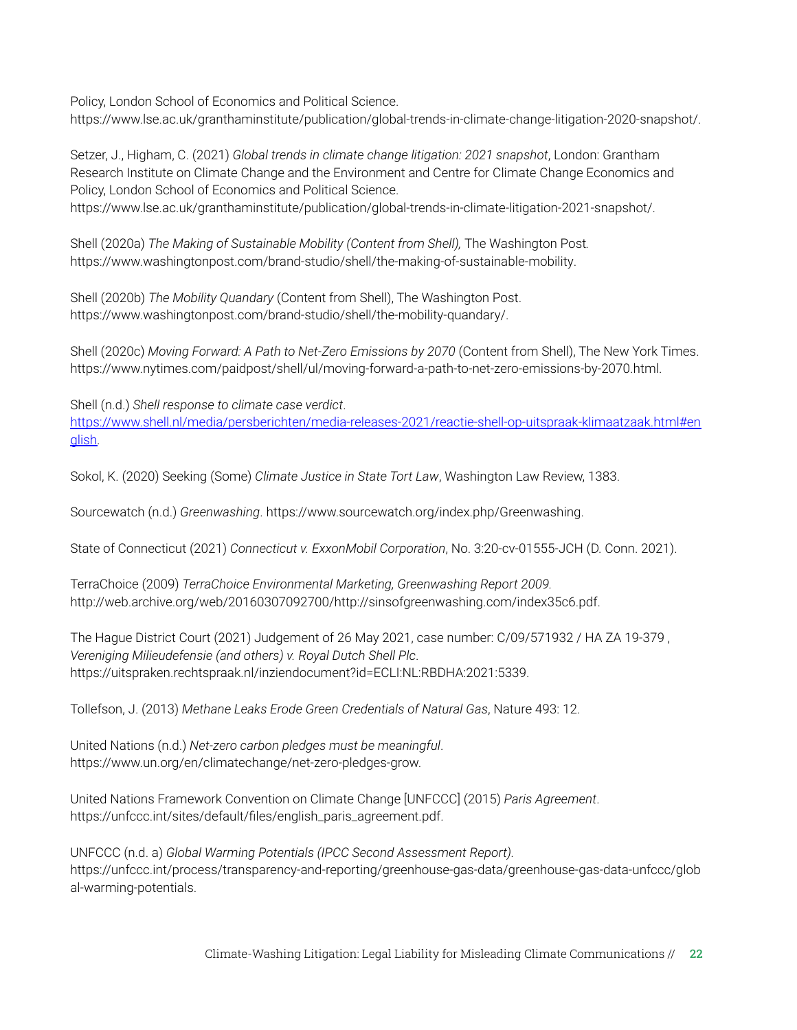Policy, London School of Economics and Political Science. https://www.lse.ac.uk/granthaminstitute/publication/global-trends-in-climate-change-litigation-2020-snapshot/.

Setzer, J., Higham, C. (2021) *Global trends in climate change litigation: 2021 snapshot*, London: Grantham Research Institute on Climate Change and the Environment and Centre for Climate Change Economics and Policy, London School of Economics and Political Science. https://www.lse.ac.uk/granthaminstitute/publication/global-trends-in-climate-litigation-2021-snapshot/.

Shell (2020a) *The Making of Sustainable Mobility (Content from Shell),* The Washington Post. https://www.washingtonpost.com/brand-studio/shell/the-making-of-sustainable-mobility.

Shell (2020b) *The Mobility Quandary* (Content from Shell), The Washington Post. https://www.washingtonpost.com/brand-studio/shell/the-mobility-quandary/.

Shell (2020c) *Moving Forward: A Path to Net-Zero Emissions by 2070* (Content from Shell), The New York Times. https://www.nytimes.com/paidpost/shell/ul/moving-forward-a-path-to-net-zero-emissions-by-2070.html.

Shell (n.d.) *Shell response to climate case verdict*. https://www.shell.nl/media/persberichten/media-releases-2021/reactie-shell-op-uitspraak-klimaatzaak.html#english.

Sokol, K. (2020) Seeking (Some) *Climate Justice in State Tort Law*, Washington Law Review, 1383.

Sourcewatch (n.d.) *Greenwashing*. https://www.sourcewatch.org/index.php/Greenwashing.

State of Connecticut (2021) *Connecticut v. ExxonMobil Corporation*, No. 3:20-cv-01555-JCH (D. Conn. 2021).

TerraChoice (2009) *TerraChoice Environmental Marketing, Greenwashing Report 2009.* http://web.archive.org/web/20160307092700/http://sinsofgreenwashing.com/index35c6.pdf.

The Hague District Court (2021) Judgement of 26 May 2021, case number: C/09/571932 / HA ZA 19-379 , *Vereniging Milieudefensie (and others) v. Royal Dutch Shell Plc*. https://uitspraken.rechtspraak.nl/inziendocument?id=ECLI:NL:RBDHA:2021:5339.

Tollefson, J. (2013) *Methane Leaks Erode Green Credentials of Natural Gas*, Nature 493: 12.

United Nations (n.d.) *Net-zero carbon pledges must be meaningful*. https://www.un.org/en/climatechange/net-zero-pledges-grow.

United Nations Framework Convention on Climate Change [UNFCCC] (2015) *Paris Agreement*. https://unfccc.int/sites/default/files/english_paris_agreement.pdf.

UNFCCC (n.d. a) *Global Warming Potentials (IPCC Second Assessment Report).* https://unfccc.int/process/transparency-and-reporting/greenhouse-gas-data/greenhouse-gas-data-unfccc/global-warming-potentials.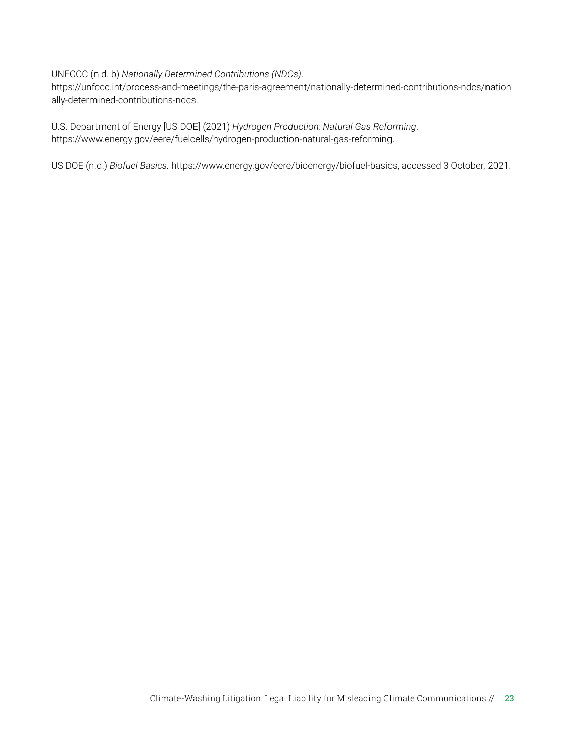UNFCCC (n.d. b) *Nationally Determined Contributions (NDCs)*. https://unfccc.int/process-and-meetings/the-paris-agreement/nationally-determined-contributions-ndcs/nationally-determined-contributions-ndcs.

U.S. Department of Energy [US DOE] (2021) *Hydrogen Production: Natural Gas Reforming*. https://www.energy.gov/eere/fuelcells/hydrogen-production-natural-gas-reforming.

US DOE (n.d.) *Biofuel Basics.* https://www.energy.gov/eere/bioenergy/biofuel-basics, accessed 3 October, 2021.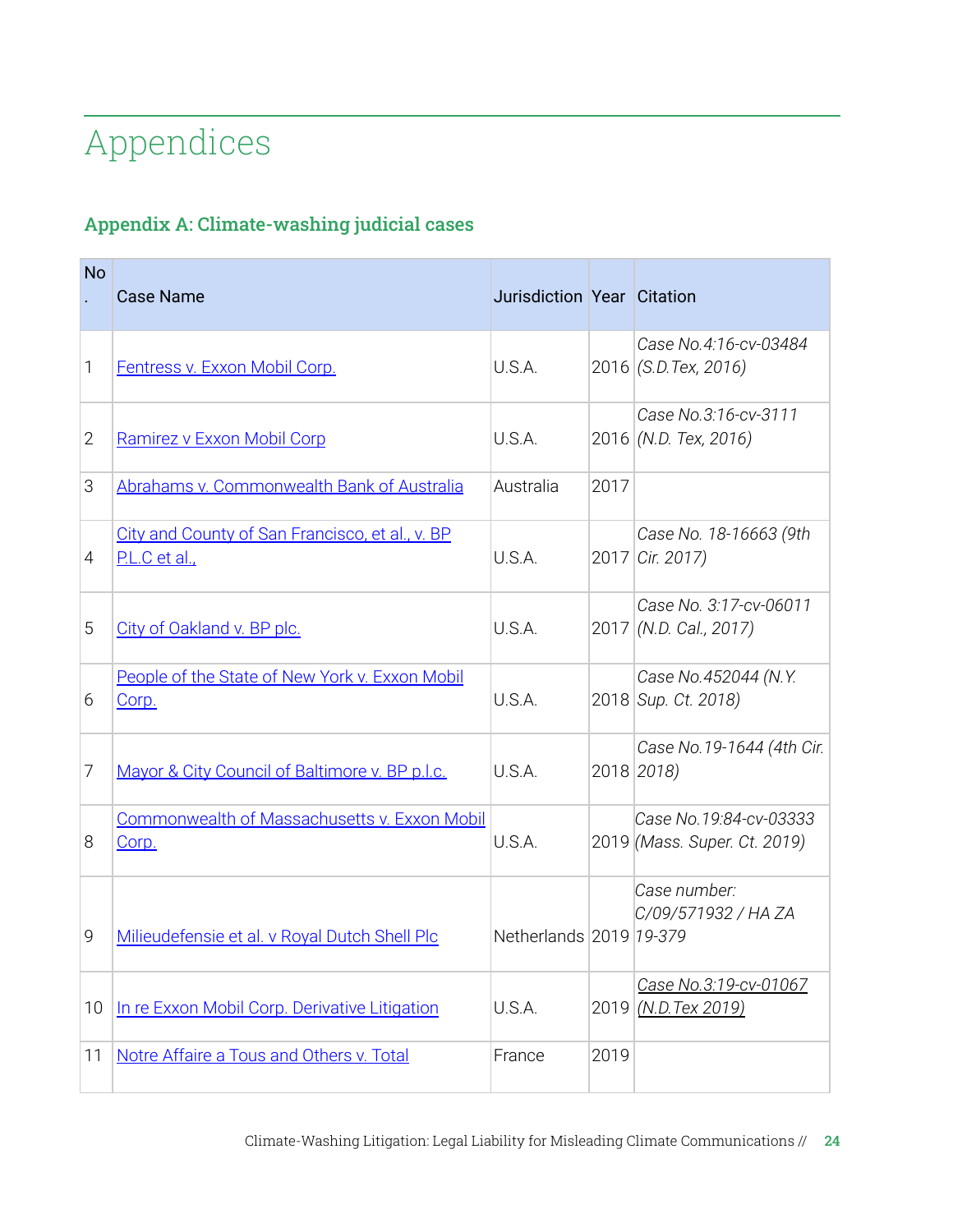# Appendices

## Appendix A: Climate-washing judicial cases

| No. | Case Name | Jurisdiction | Year | Citation |
|---|---|---|---|---|
| 1 | Fentress v. Exxon Mobil Corp. | U.S.A. | 2016 | *Case No.4:16-cv-03484 (S.D.Tex, 2016)* |
| 2 | Ramirez v Exxon Mobil Corp | U.S.A. | 2016 | *Case No.3:16-cv-3111 (N.D. Tex, 2016)* |
| 3 | Abrahams v. Commonwealth Bank of Australia | Australia | 2017 | |
| 4 | City and County of San Francisco, et al., v. BP P.L.C et al., | U.S.A. | 2017 | *Case No. 18-16663 (9th Cir. 2017)* |
| 5 | City of Oakland v. BP plc. | U.S.A. | 2017 | *Case No. 3:17-cv-06011 (N.D. Cal., 2017)* |
| 6 | People of the State of New York v. Exxon Mobil Corp. | U.S.A. | 2018 | *Case No.452044 (N.Y. Sup. Ct. 2018)* |
| 7 | Mayor & City Council of Baltimore v. BP p.l.c. | U.S.A. | 2018 | *Case No.19-1644 (4th Cir. 2018)* |
| 8 | Commonwealth of Massachusetts v. Exxon Mobil Corp. | U.S.A. | 2019 | *Case No.19:84-cv-03333 (Mass. Super. Ct. 2019)* |
| 9 | Milieudefensie et al. v Royal Dutch Shell Plc | Netherlands | 2019 | *Case number: C/09/571932 / HA ZA 19-379* |
| 10 | In re Exxon Mobil Corp. Derivative Litigation | U.S.A. | 2019 | *Case No.3:19-cv-01067 (N.D.Tex 2019)* |
| 11 | Notre Affaire a Tous and Others v. Total | France | 2019 | |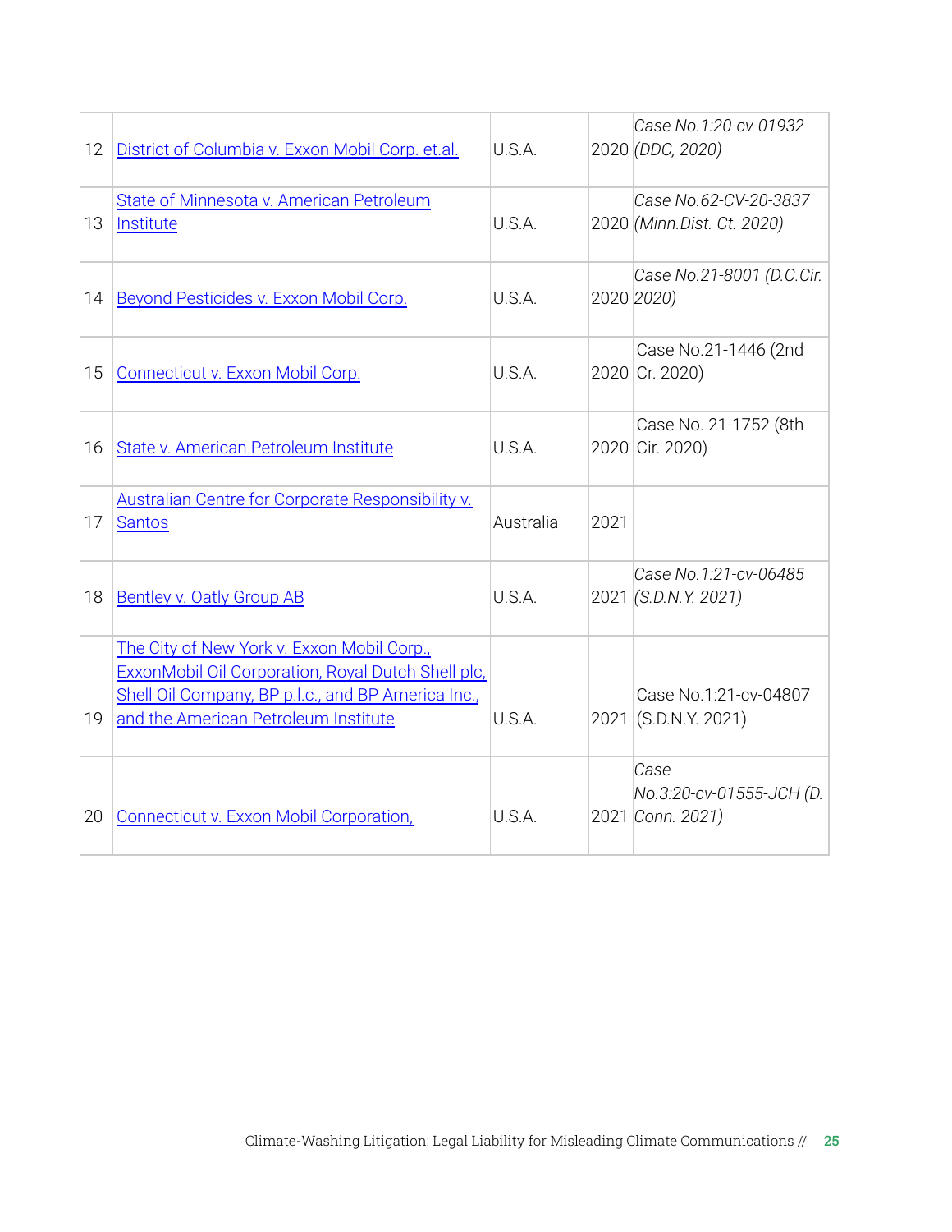| 12 | District of Columbia v. Exxon Mobil Corp. et.al. | U.S.A. | 2020 | *Case No.1:20-cv-01932 (DDC, 2020)* |
|---|---|---|---|---|
| 13 | State of Minnesota v. American Petroleum Institute | U.S.A. | 2020 | *Case No.62-CV-20-3837 (Minn.Dist. Ct. 2020)* |
| 14 | Beyond Pesticides v. Exxon Mobil Corp. | U.S.A. | 2020 | *Case No.21-8001 (D.C.Cir. 2020)* |
| 15 | Connecticut v. Exxon Mobil Corp. | U.S.A. | 2020 | Case No.21-1446 (2nd Cr. 2020) |
| 16 | State v. American Petroleum Institute | U.S.A. | 2020 | Case No. 21-1752 (8th Cir. 2020) |
| 17 | Australian Centre for Corporate Responsibility v. Santos | Australia | 2021 | |
| 18 | Bentley v. Oatly Group AB | U.S.A. | 2021 | *Case No.1:21-cv-06485 (S.D.N.Y. 2021)* |
| 19 | The City of New York v. Exxon Mobil Corp., ExxonMobil Oil Corporation, Royal Dutch Shell plc, Shell Oil Company, BP p.l.c., and BP America Inc., and the American Petroleum Institute | U.S.A. | 2021 | Case No.1:21-cv-04807 (S.D.N.Y. 2021) |
| 20 | Connecticut v. Exxon Mobil Corporation, | U.S.A. | 2021 | *Case No.3:20-cv-01555-JCH (D. Conn. 2021)* |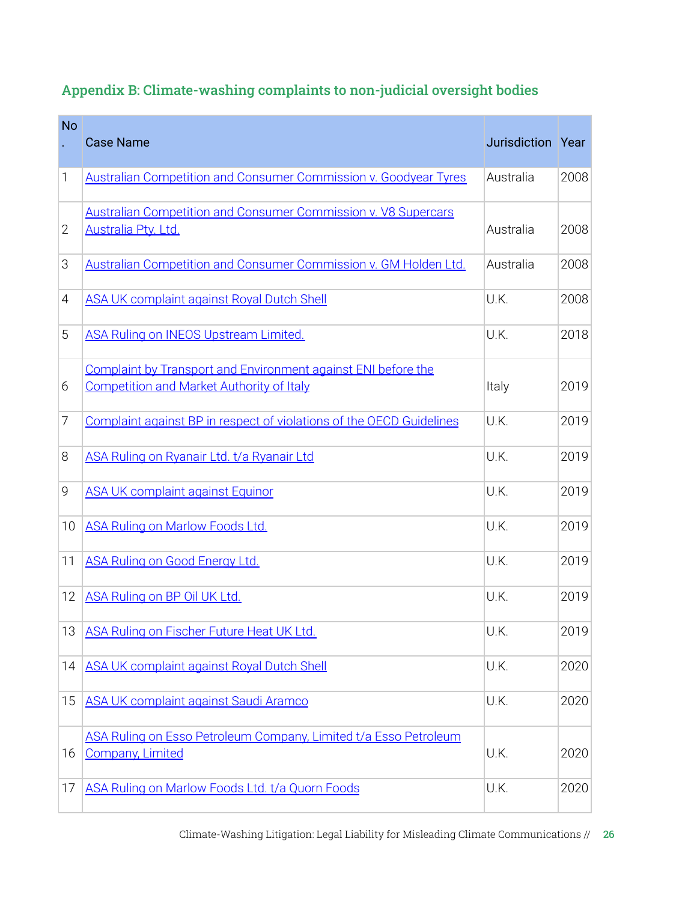## Appendix B: Climate-washing complaints to non-judicial oversight bodies

| No. | Case Name | Jurisdiction | Year |
|---|---|---|---|
| 1 | Australian Competition and Consumer Commission v. Goodyear Tyres | Australia | 2008 |
| 2 | Australian Competition and Consumer Commission v. V8 Supercars Australia Pty. Ltd. | Australia | 2008 |
| 3 | Australian Competition and Consumer Commission v. GM Holden Ltd. | Australia | 2008 |
| 4 | ASA UK complaint against Royal Dutch Shell | U.K. | 2008 |
| 5 | ASA Ruling on INEOS Upstream Limited. | U.K. | 2018 |
| 6 | Complaint by Transport and Environment against ENI before the Competition and Market Authority of Italy | Italy | 2019 |
| 7 | Complaint against BP in respect of violations of the OECD Guidelines | U.K. | 2019 |
| 8 | ASA Ruling on Ryanair Ltd. t/a Ryanair Ltd | U.K. | 2019 |
| 9 | ASA UK complaint against Equinor | U.K. | 2019 |
| 10 | ASA Ruling on Marlow Foods Ltd. | U.K. | 2019 |
| 11 | ASA Ruling on Good Energy Ltd. | U.K. | 2019 |
| 12 | ASA Ruling on BP Oil UK Ltd. | U.K. | 2019 |
| 13 | ASA Ruling on Fischer Future Heat UK Ltd. | U.K. | 2019 |
| 14 | ASA UK complaint against Royal Dutch Shell | U.K. | 2020 |
| 15 | ASA UK complaint against Saudi Aramco | U.K. | 2020 |
| 16 | ASA Ruling on Esso Petroleum Company, Limited t/a Esso Petroleum Company, Limited | U.K. | 2020 |
| 17 | ASA Ruling on Marlow Foods Ltd. t/a Quorn Foods | U.K. | 2020 |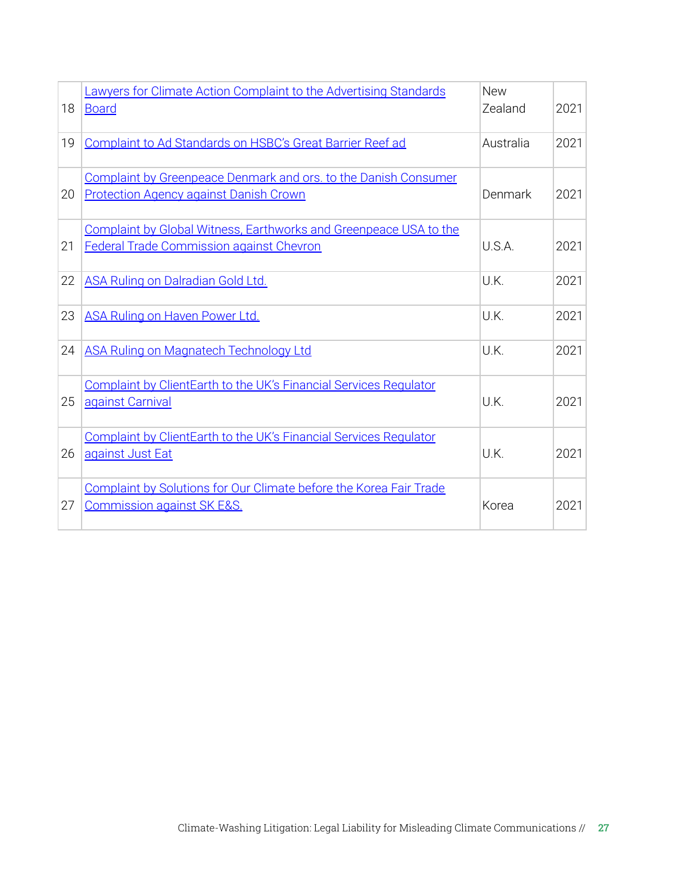| | | | |
|---|---|---|---|
| 18 | Lawyers for Climate Action Complaint to the Advertising Standards Board | New Zealand | 2021 |
| 19 | Complaint to Ad Standards on HSBC's Great Barrier Reef ad | Australia | 2021 |
| 20 | Complaint by Greenpeace Denmark and ors. to the Danish Consumer Protection Agency against Danish Crown | Denmark | 2021 |
| 21 | Complaint by Global Witness, Earthworks and Greenpeace USA to the Federal Trade Commission against Chevron | U.S.A. | 2021 |
| 22 | ASA Ruling on Dalradian Gold Ltd. | U.K. | 2021 |
| 23 | ASA Ruling on Haven Power Ltd. | U.K. | 2021 |
| 24 | ASA Ruling on Magnatech Technology Ltd | U.K. | 2021 |
| 25 | Complaint by ClientEarth to the UK's Financial Services Regulator against Carnival | U.K. | 2021 |
| 26 | Complaint by ClientEarth to the UK's Financial Services Regulator against Just Eat | U.K. | 2021 |
| 27 | Complaint by Solutions for Our Climate before the Korea Fair Trade Commission against SK E&S. | Korea | 2021 |